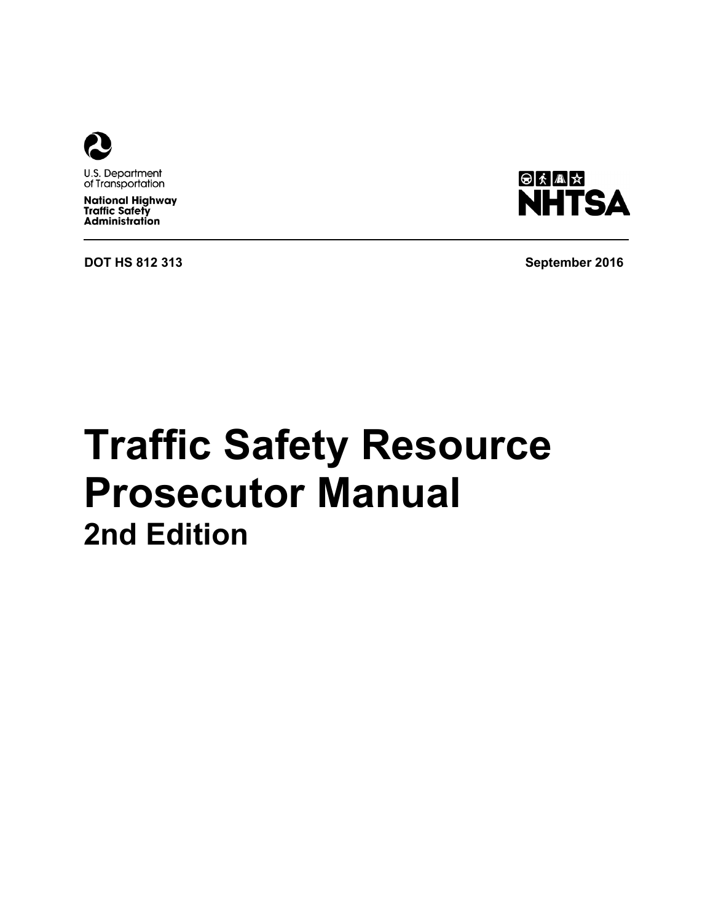U.S. Department of Transportation

**National Highway Traffic Safety Administration**

NHTSA

**DOT HS 812 313** **September 2016**

# Traffic Safety Resource Prosecutor Manual

## 2nd Edition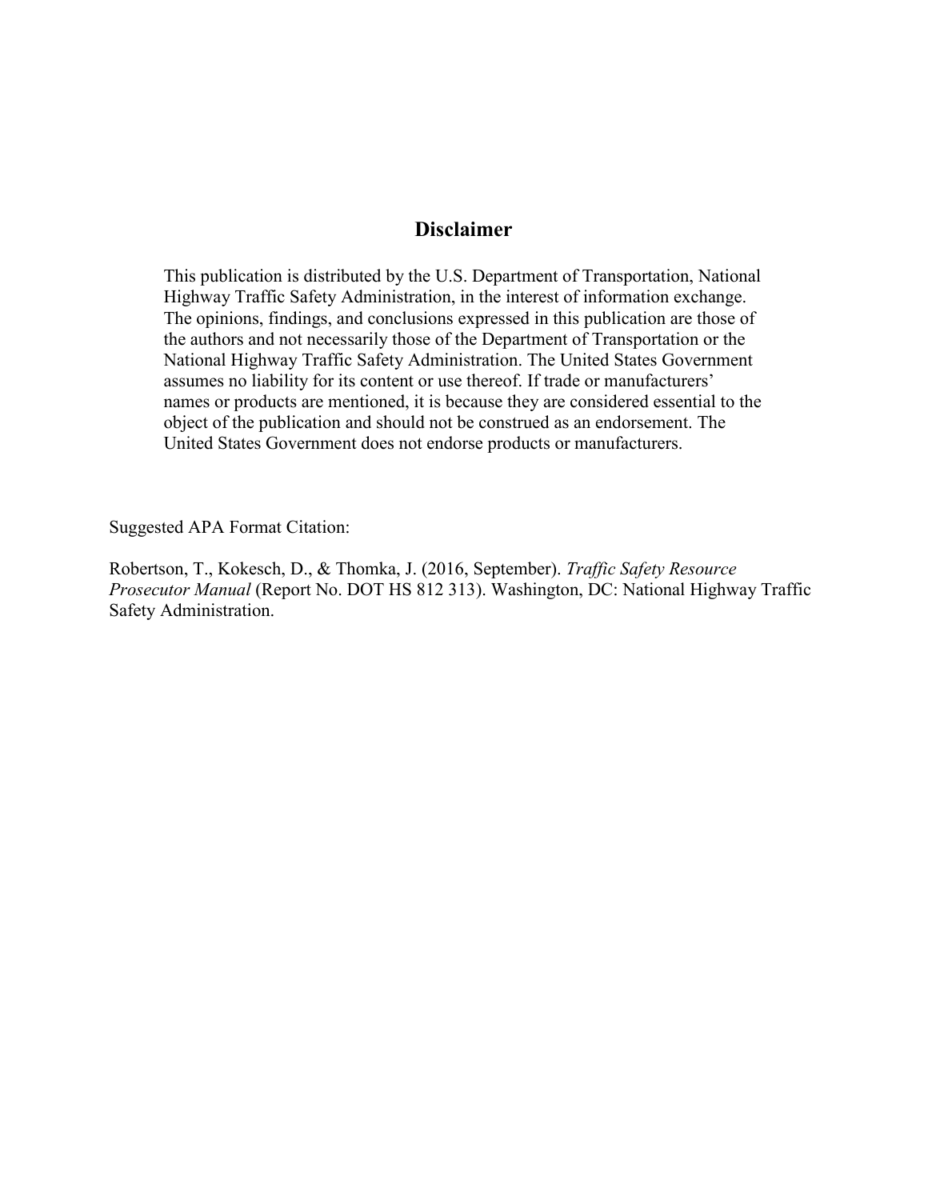## Disclaimer

This publication is distributed by the U.S. Department of Transportation, National Highway Traffic Safety Administration, in the interest of information exchange. The opinions, findings, and conclusions expressed in this publication are those of the authors and not necessarily those of the Department of Transportation or the National Highway Traffic Safety Administration. The United States Government assumes no liability for its content or use thereof. If trade or manufacturers' names or products are mentioned, it is because they are considered essential to the object of the publication and should not be construed as an endorsement. The United States Government does not endorse products or manufacturers.

Suggested APA Format Citation:

Robertson, T., Kokesch, D., & Thomka, J. (2016, September). *Traffic Safety Resource Prosecutor Manual* (Report No. DOT HS 812 313). Washington, DC: National Highway Traffic Safety Administration.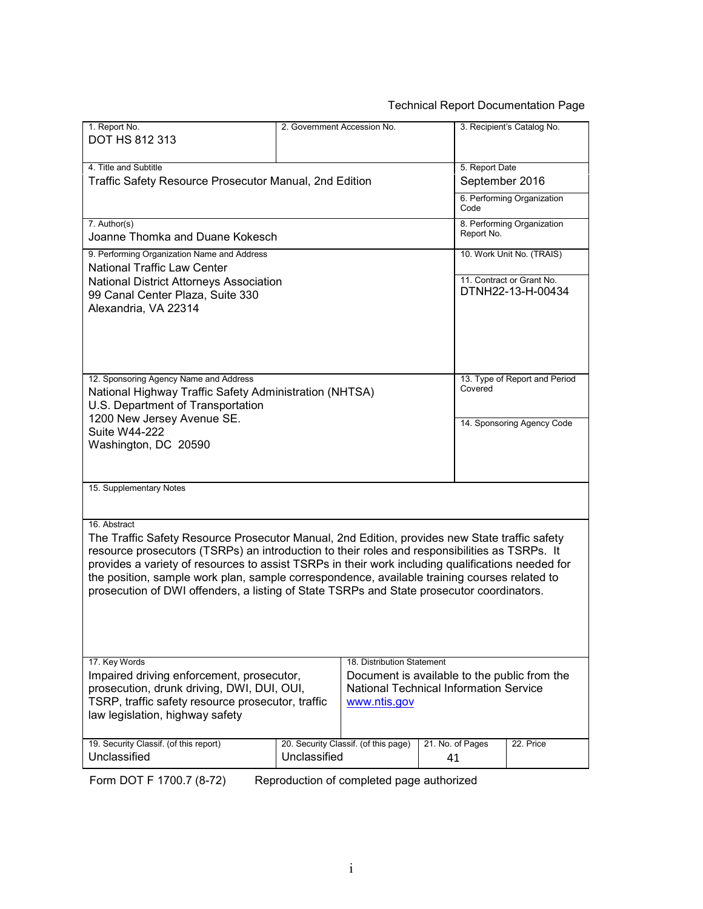Technical Report Documentation Page

| 1. Report No. | 2. Government Accession No. | 3. Recipient's Catalog No. |
|---|---|---|
| DOT HS 812 313 | | |
| 4. Title and Subtitle<br>Traffic Safety Resource Prosecutor Manual, 2nd Edition | | 5. Report Date<br>September 2016 |
| | | 6. Performing Organization Code |
| 7. Author(s)<br>Joanne Thomka and Duane Kokesch | | 8. Performing Organization Report No. |
| 9. Performing Organization Name and Address<br>National Traffic Law Center<br>National District Attorneys Association<br>99 Canal Center Plaza, Suite 330<br>Alexandria, VA 22314 | | 10. Work Unit No. (TRAIS) |
| | | 11. Contract or Grant No.<br>DTNH22-13-H-00434 |
| 12. Sponsoring Agency Name and Address<br>National Highway Traffic Safety Administration (NHTSA)<br>U.S. Department of Transportation<br>1200 New Jersey Avenue SE.<br>Suite W44-222<br>Washington, DC 20590 | | 13. Type of Report and Period Covered |
| | | 14. Sponsoring Agency Code |

15. Supplementary Notes

16. Abstract

The Traffic Safety Resource Prosecutor Manual, 2nd Edition, provides new State traffic safety resource prosecutors (TSRPs) an introduction to their roles and responsibilities as TSRPs. It provides a variety of resources to assist TSRPs in their work including qualifications needed for the position, sample work plan, sample correspondence, available training courses related to prosecution of DWI offenders, a listing of State TSRPs and State prosecutor coordinators.

| 17. Key Words | 18. Distribution Statement |
|---|---|
| Impaired driving enforcement, prosecutor, prosecution, drunk driving, DWI, DUI, OUI, TSRP, traffic safety resource prosecutor, traffic law legislation, highway safety | Document is available to the public from the National Technical Information Service www.ntis.gov |

| 19. Security Classif. (of this report) | 20. Security Classif. (of this page) | 21. No. of Pages | 22. Price |
|---|---|---|---|
| Unclassified | Unclassified | 41 | |

Form DOT F 1700.7 (8-72) Reproduction of completed page authorized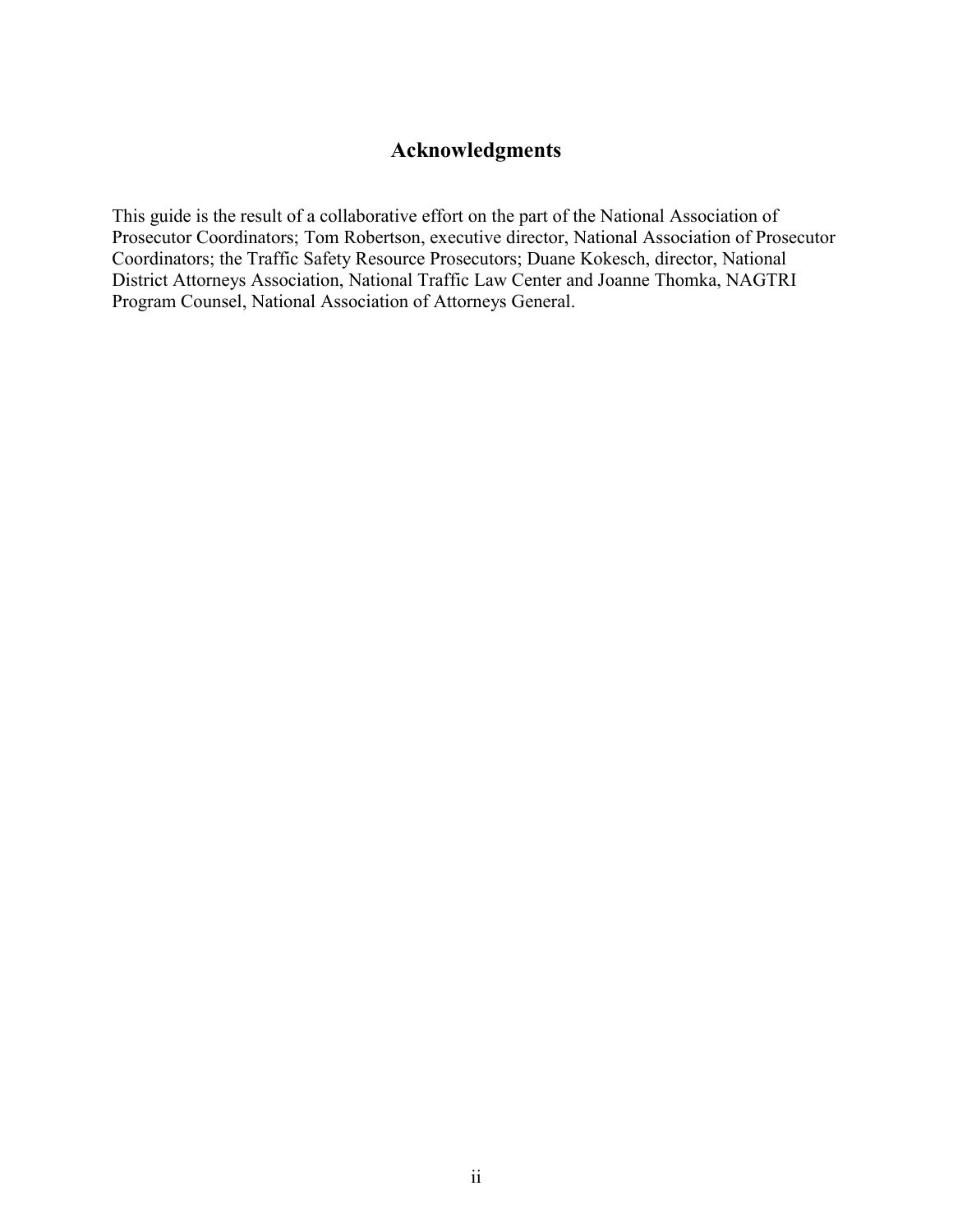## Acknowledgments

This guide is the result of a collaborative effort on the part of the National Association of Prosecutor Coordinators; Tom Robertson, executive director, National Association of Prosecutor Coordinators; the Traffic Safety Resource Prosecutors; Duane Kokesch, director, National District Attorneys Association, National Traffic Law Center and Joanne Thomka, NAGTRI Program Counsel, National Association of Attorneys General.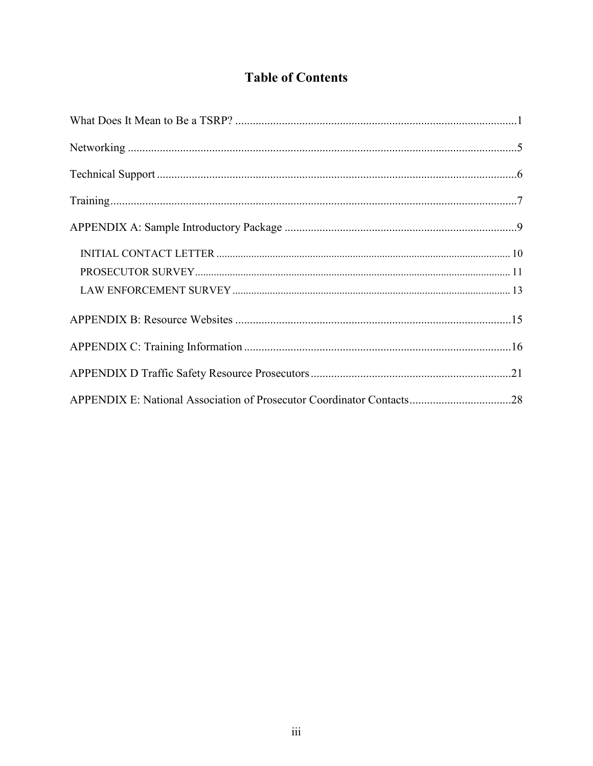# Table of Contents

What Does It Mean to Be a TSRP? ....................................................................................................1

Networking ........................................................................................................................................5

Technical Support ..............................................................................................................................6

Training...............................................................................................................................................7

APPENDIX A: Sample Introductory Package .....................................................................................9

- INITIAL CONTACT LETTER ..................................................................................................... 10
- PROSECUTOR SURVEY............................................................................................................. 11
- LAW ENFORCEMENT SURVEY .................................................................................................. 13

APPENDIX B: Resource Websites ....................................................................................................15

APPENDIX C: Training Information .................................................................................................16

APPENDIX D Traffic Safety Resource Prosecutors ..........................................................................21

APPENDIX E: National Association of Prosecutor Coordinator Contacts........................................28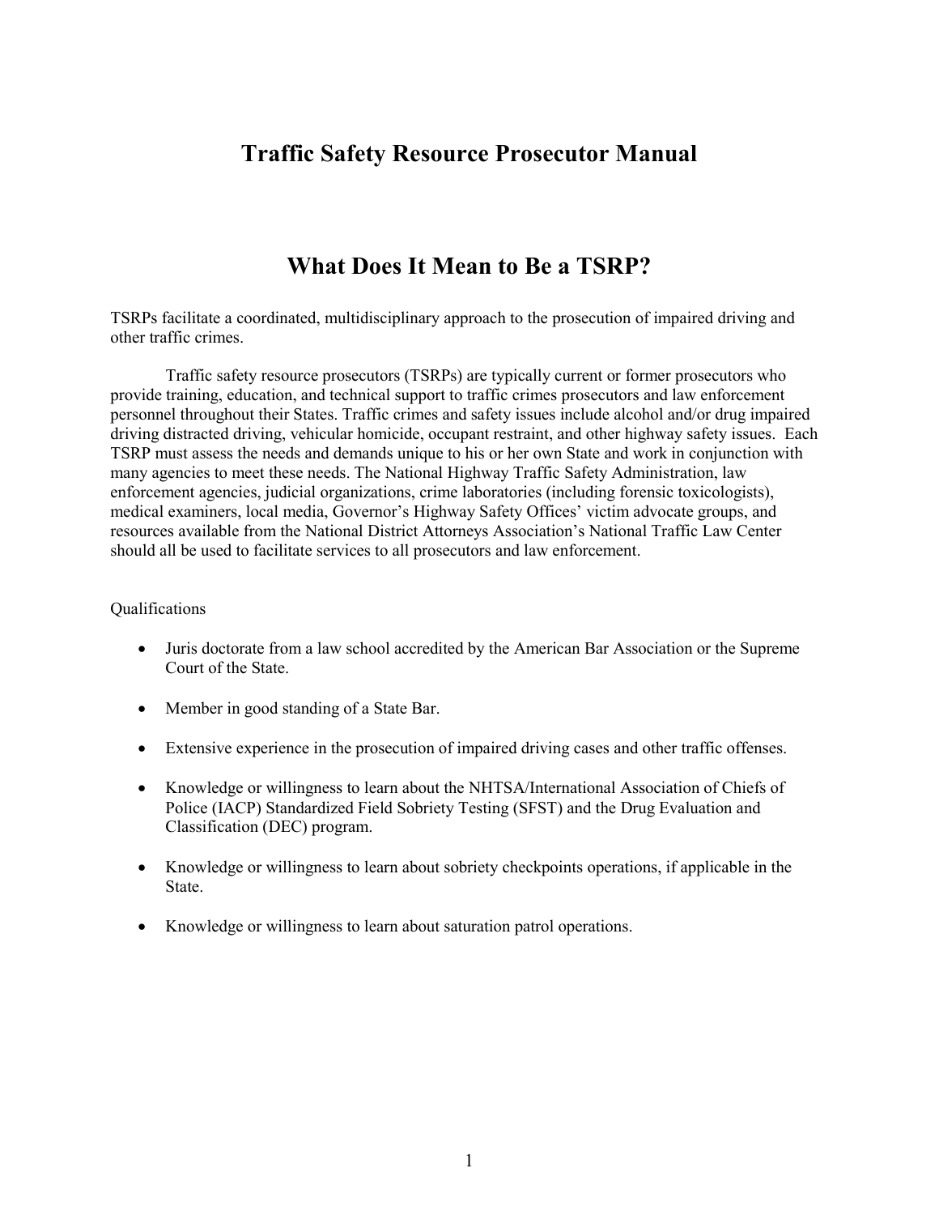# Traffic Safety Resource Prosecutor Manual

## What Does It Mean to Be a TSRP?

TSRPs facilitate a coordinated, multidisciplinary approach to the prosecution of impaired driving and other traffic crimes.

Traffic safety resource prosecutors (TSRPs) are typically current or former prosecutors who provide training, education, and technical support to traffic crimes prosecutors and law enforcement personnel throughout their States. Traffic crimes and safety issues include alcohol and/or drug impaired driving distracted driving, vehicular homicide, occupant restraint, and other highway safety issues. Each TSRP must assess the needs and demands unique to his or her own State and work in conjunction with many agencies to meet these needs. The National Highway Traffic Safety Administration, law enforcement agencies, judicial organizations, crime laboratories (including forensic toxicologists), medical examiners, local media, Governor's Highway Safety Offices' victim advocate groups, and resources available from the National District Attorneys Association's National Traffic Law Center should all be used to facilitate services to all prosecutors and law enforcement.

Qualifications

- Juris doctorate from a law school accredited by the American Bar Association or the Supreme Court of the State.
- Member in good standing of a State Bar.
- Extensive experience in the prosecution of impaired driving cases and other traffic offenses.
- Knowledge or willingness to learn about the NHTSA/International Association of Chiefs of Police (IACP) Standardized Field Sobriety Testing (SFST) and the Drug Evaluation and Classification (DEC) program.
- Knowledge or willingness to learn about sobriety checkpoints operations, if applicable in the State.
- Knowledge or willingness to learn about saturation patrol operations.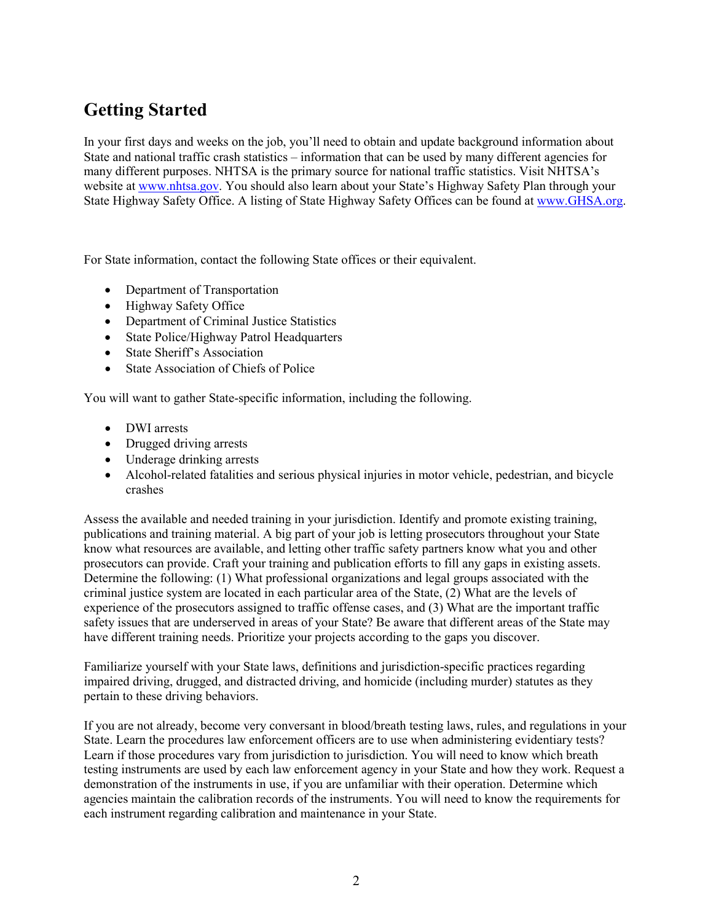# Getting Started

In your first days and weeks on the job, you'll need to obtain and update background information about State and national traffic crash statistics – information that can be used by many different agencies for many different purposes. NHTSA is the primary source for national traffic statistics. Visit NHTSA's website at www.nhtsa.gov. You should also learn about your State's Highway Safety Plan through your State Highway Safety Office. A listing of State Highway Safety Offices can be found at www.GHSA.org.

For State information, contact the following State offices or their equivalent.

- Department of Transportation
- Highway Safety Office
- Department of Criminal Justice Statistics
- State Police/Highway Patrol Headquarters
- State Sheriff's Association
- State Association of Chiefs of Police

You will want to gather State-specific information, including the following.

- DWI arrests
- Drugged driving arrests
- Underage drinking arrests
- Alcohol-related fatalities and serious physical injuries in motor vehicle, pedestrian, and bicycle crashes

Assess the available and needed training in your jurisdiction. Identify and promote existing training, publications and training material. A big part of your job is letting prosecutors throughout your State know what resources are available, and letting other traffic safety partners know what you and other prosecutors can provide. Craft your training and publication efforts to fill any gaps in existing assets. Determine the following: (1) What professional organizations and legal groups associated with the criminal justice system are located in each particular area of the State, (2) What are the levels of experience of the prosecutors assigned to traffic offense cases, and (3) What are the important traffic safety issues that are underserved in areas of your State? Be aware that different areas of the State may have different training needs. Prioritize your projects according to the gaps you discover.

Familiarize yourself with your State laws, definitions and jurisdiction-specific practices regarding impaired driving, drugged, and distracted driving, and homicide (including murder) statutes as they pertain to these driving behaviors.

If you are not already, become very conversant in blood/breath testing laws, rules, and regulations in your State. Learn the procedures law enforcement officers are to use when administering evidentiary tests? Learn if those procedures vary from jurisdiction to jurisdiction. You will need to know which breath testing instruments are used by each law enforcement agency in your State and how they work. Request a demonstration of the instruments in use, if you are unfamiliar with their operation. Determine which agencies maintain the calibration records of the instruments. You will need to know the requirements for each instrument regarding calibration and maintenance in your State.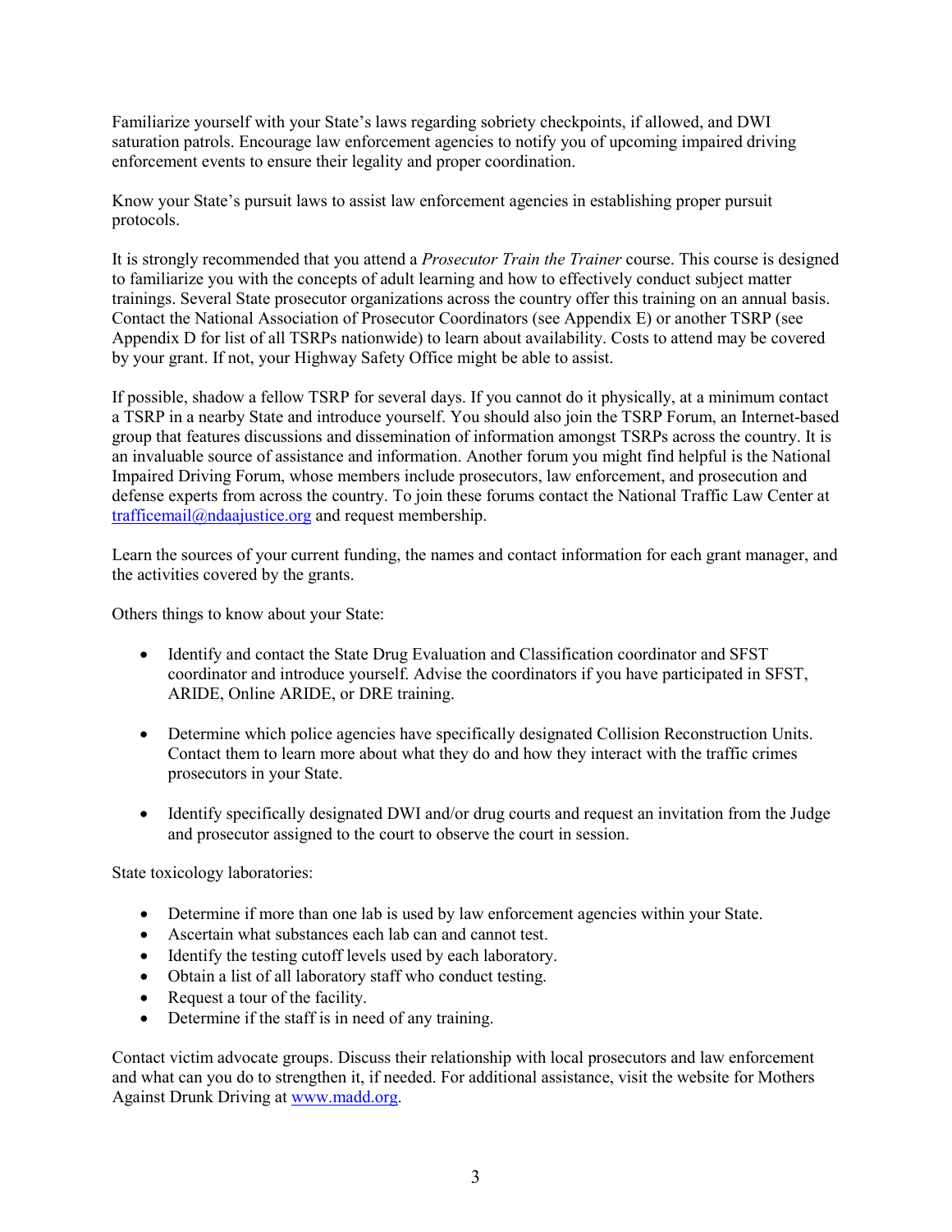Familiarize yourself with your State's laws regarding sobriety checkpoints, if allowed, and DWI saturation patrols. Encourage law enforcement agencies to notify you of upcoming impaired driving enforcement events to ensure their legality and proper coordination.

Know your State's pursuit laws to assist law enforcement agencies in establishing proper pursuit protocols.

It is strongly recommended that you attend a *Prosecutor Train the Trainer* course. This course is designed to familiarize you with the concepts of adult learning and how to effectively conduct subject matter trainings. Several State prosecutor organizations across the country offer this training on an annual basis. Contact the National Association of Prosecutor Coordinators (see Appendix E) or another TSRP (see Appendix D for list of all TSRPs nationwide) to learn about availability. Costs to attend may be covered by your grant. If not, your Highway Safety Office might be able to assist.

If possible, shadow a fellow TSRP for several days. If you cannot do it physically, at a minimum contact a TSRP in a nearby State and introduce yourself. You should also join the TSRP Forum, an Internet-based group that features discussions and dissemination of information amongst TSRPs across the country. It is an invaluable source of assistance and information. Another forum you might find helpful is the National Impaired Driving Forum, whose members include prosecutors, law enforcement, and prosecution and defense experts from across the country. To join these forums contact the National Traffic Law Center at trafficemail@ndaajustice.org and request membership.

Learn the sources of your current funding, the names and contact information for each grant manager, and the activities covered by the grants.

Others things to know about your State:

- Identify and contact the State Drug Evaluation and Classification coordinator and SFST coordinator and introduce yourself. Advise the coordinators if you have participated in SFST, ARIDE, Online ARIDE, or DRE training.

- Determine which police agencies have specifically designated Collision Reconstruction Units. Contact them to learn more about what they do and how they interact with the traffic crimes prosecutors in your State.

- Identify specifically designated DWI and/or drug courts and request an invitation from the Judge and prosecutor assigned to the court to observe the court in session.

State toxicology laboratories:

- Determine if more than one lab is used by law enforcement agencies within your State.
- Ascertain what substances each lab can and cannot test.
- Identify the testing cutoff levels used by each laboratory.
- Obtain a list of all laboratory staff who conduct testing.
- Request a tour of the facility.
- Determine if the staff is in need of any training.

Contact victim advocate groups. Discuss their relationship with local prosecutors and law enforcement and what can you do to strengthen it, if needed. For additional assistance, visit the website for Mothers Against Drunk Driving at www.madd.org.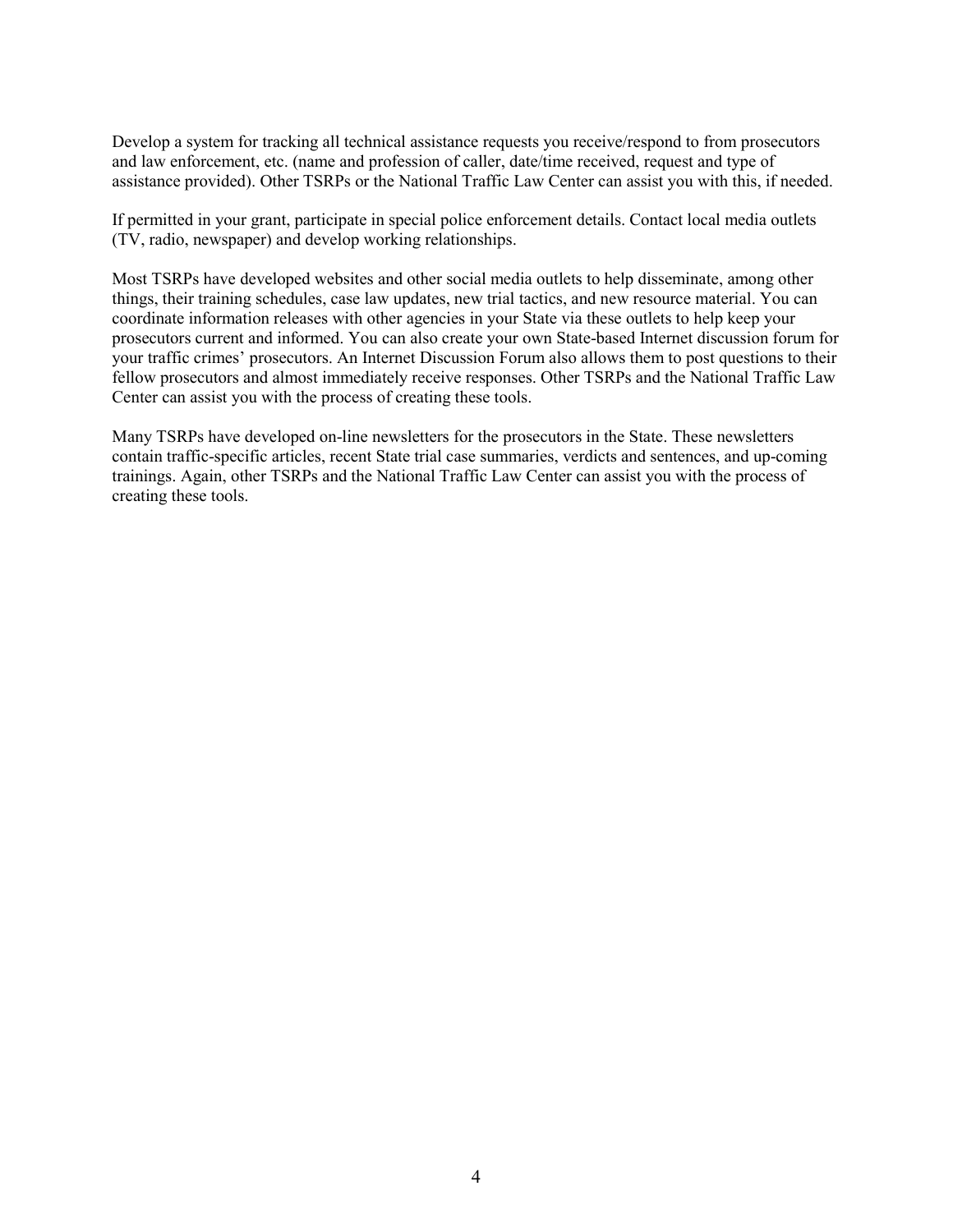Develop a system for tracking all technical assistance requests you receive/respond to from prosecutors and law enforcement, etc. (name and profession of caller, date/time received, request and type of assistance provided). Other TSRPs or the National Traffic Law Center can assist you with this, if needed.

If permitted in your grant, participate in special police enforcement details. Contact local media outlets (TV, radio, newspaper) and develop working relationships.

Most TSRPs have developed websites and other social media outlets to help disseminate, among other things, their training schedules, case law updates, new trial tactics, and new resource material. You can coordinate information releases with other agencies in your State via these outlets to help keep your prosecutors current and informed. You can also create your own State-based Internet discussion forum for your traffic crimes' prosecutors. An Internet Discussion Forum also allows them to post questions to their fellow prosecutors and almost immediately receive responses. Other TSRPs and the National Traffic Law Center can assist you with the process of creating these tools.

Many TSRPs have developed on-line newsletters for the prosecutors in the State. These newsletters contain traffic-specific articles, recent State trial case summaries, verdicts and sentences, and up-coming trainings. Again, other TSRPs and the National Traffic Law Center can assist you with the process of creating these tools.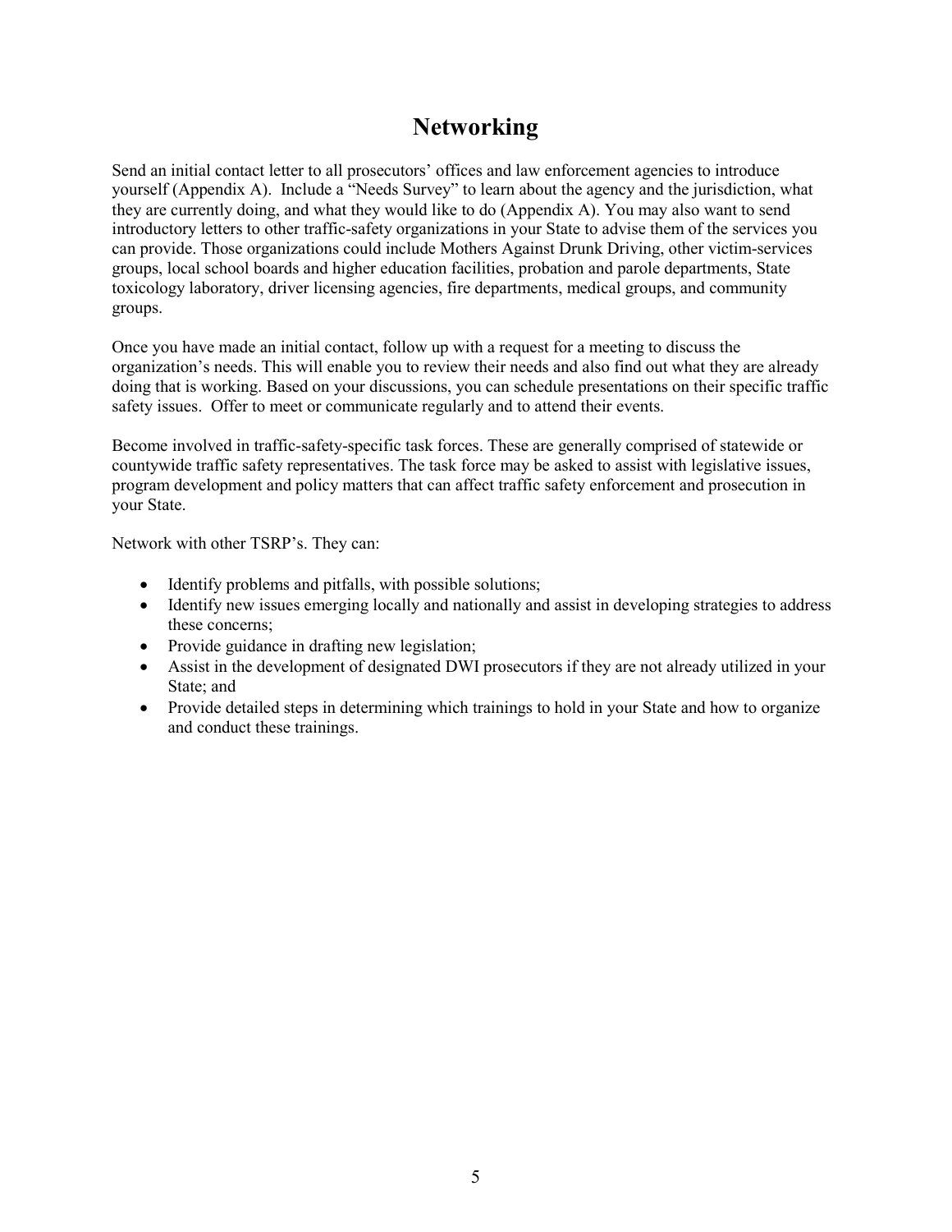# Networking

Send an initial contact letter to all prosecutors' offices and law enforcement agencies to introduce yourself (Appendix A). Include a "Needs Survey" to learn about the agency and the jurisdiction, what they are currently doing, and what they would like to do (Appendix A). You may also want to send introductory letters to other traffic-safety organizations in your State to advise them of the services you can provide. Those organizations could include Mothers Against Drunk Driving, other victim-services groups, local school boards and higher education facilities, probation and parole departments, State toxicology laboratory, driver licensing agencies, fire departments, medical groups, and community groups.

Once you have made an initial contact, follow up with a request for a meeting to discuss the organization's needs. This will enable you to review their needs and also find out what they are already doing that is working. Based on your discussions, you can schedule presentations on their specific traffic safety issues. Offer to meet or communicate regularly and to attend their events.

Become involved in traffic-safety-specific task forces. These are generally comprised of statewide or countywide traffic safety representatives. The task force may be asked to assist with legislative issues, program development and policy matters that can affect traffic safety enforcement and prosecution in your State.

Network with other TSRP's. They can:

- Identify problems and pitfalls, with possible solutions;
- Identify new issues emerging locally and nationally and assist in developing strategies to address these concerns;
- Provide guidance in drafting new legislation;
- Assist in the development of designated DWI prosecutors if they are not already utilized in your State; and
- Provide detailed steps in determining which trainings to hold in your State and how to organize and conduct these trainings.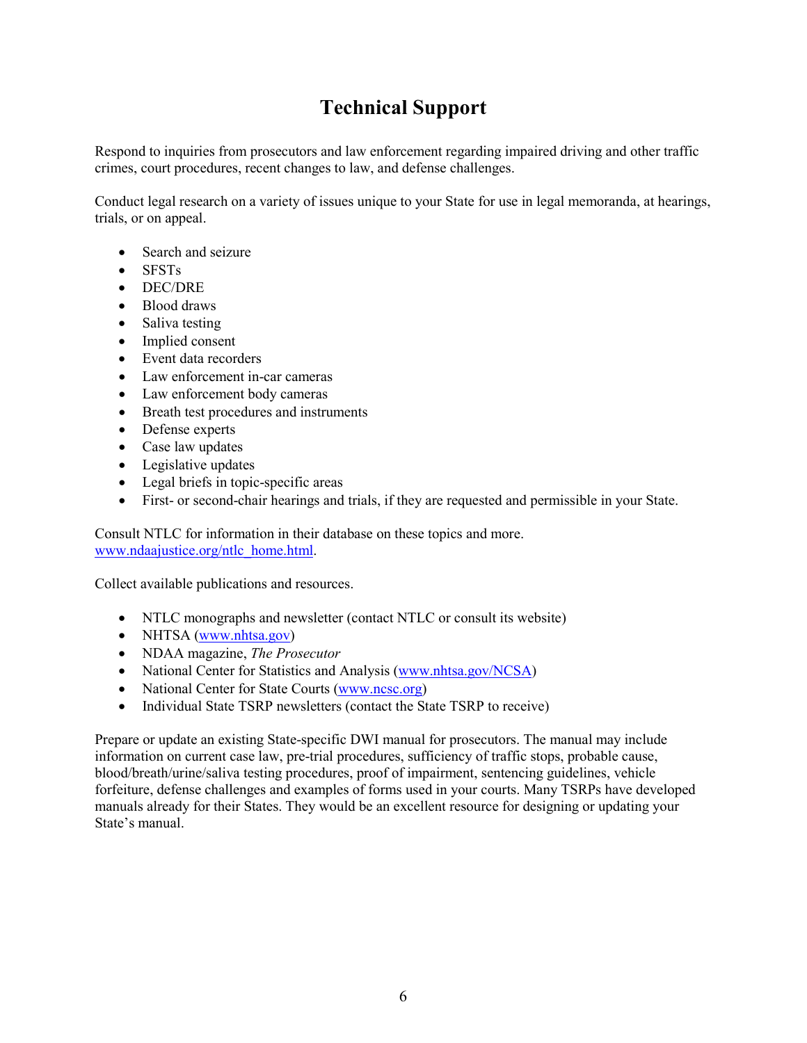# Technical Support

Respond to inquiries from prosecutors and law enforcement regarding impaired driving and other traffic crimes, court procedures, recent changes to law, and defense challenges.

Conduct legal research on a variety of issues unique to your State for use in legal memoranda, at hearings, trials, or on appeal.

- Search and seizure
- SFSTs
- DEC/DRE
- Blood draws
- Saliva testing
- Implied consent
- Event data recorders
- Law enforcement in-car cameras
- Law enforcement body cameras
- Breath test procedures and instruments
- Defense experts
- Case law updates
- Legislative updates
- Legal briefs in topic-specific areas
- First- or second-chair hearings and trials, if they are requested and permissible in your State.

Consult NTLC for information in their database on these topics and more. www.ndaajustice.org/ntlc_home.html.

Collect available publications and resources.

- NTLC monographs and newsletter (contact NTLC or consult its website)
- NHTSA (www.nhtsa.gov)
- NDAA magazine, *The Prosecutor*
- National Center for Statistics and Analysis (www.nhtsa.gov/NCSA)
- National Center for State Courts (www.ncsc.org)
- Individual State TSRP newsletters (contact the State TSRP to receive)

Prepare or update an existing State-specific DWI manual for prosecutors. The manual may include information on current case law, pre-trial procedures, sufficiency of traffic stops, probable cause, blood/breath/urine/saliva testing procedures, proof of impairment, sentencing guidelines, vehicle forfeiture, defense challenges and examples of forms used in your courts. Many TSRPs have developed manuals already for their States. They would be an excellent resource for designing or updating your State's manual.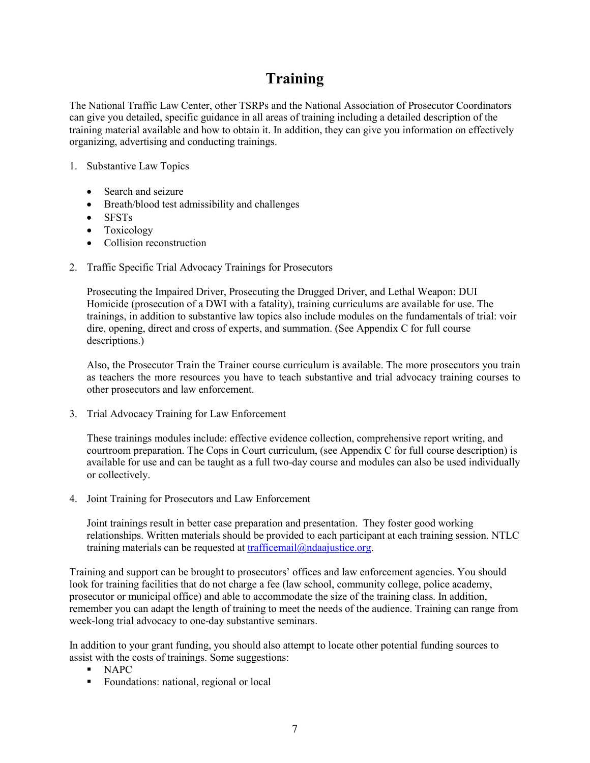# Training

The National Traffic Law Center, other TSRPs and the National Association of Prosecutor Coordinators can give you detailed, specific guidance in all areas of training including a detailed description of the training material available and how to obtain it. In addition, they can give you information on effectively organizing, advertising and conducting trainings.

1. Substantive Law Topics

   - Search and seizure
   - Breath/blood test admissibility and challenges
   - SFSTs
   - Toxicology
   - Collision reconstruction

2. Traffic Specific Trial Advocacy Trainings for Prosecutors

   Prosecuting the Impaired Driver, Prosecuting the Drugged Driver, and Lethal Weapon: DUI Homicide (prosecution of a DWI with a fatality), training curriculums are available for use. The trainings, in addition to substantive law topics also include modules on the fundamentals of trial: voir dire, opening, direct and cross of experts, and summation. (See Appendix C for full course descriptions.)

   Also, the Prosecutor Train the Trainer course curriculum is available. The more prosecutors you train as teachers the more resources you have to teach substantive and trial advocacy training courses to other prosecutors and law enforcement.

3. Trial Advocacy Training for Law Enforcement

   These trainings modules include: effective evidence collection, comprehensive report writing, and courtroom preparation. The Cops in Court curriculum, (see Appendix C for full course description) is available for use and can be taught as a full two-day course and modules can also be used individually or collectively.

4. Joint Training for Prosecutors and Law Enforcement

   Joint trainings result in better case preparation and presentation. They foster good working relationships. Written materials should be provided to each participant at each training session. NTLC training materials can be requested at trafficemail@ndaajustice.org.

Training and support can be brought to prosecutors' offices and law enforcement agencies. You should look for training facilities that do not charge a fee (law school, community college, police academy, prosecutor or municipal office) and able to accommodate the size of the training class. In addition, remember you can adapt the length of training to meet the needs of the audience. Training can range from week-long trial advocacy to one-day substantive seminars.

In addition to your grant funding, you should also attempt to locate other potential funding sources to assist with the costs of trainings. Some suggestions:

- NAPC
- Foundations: national, regional or local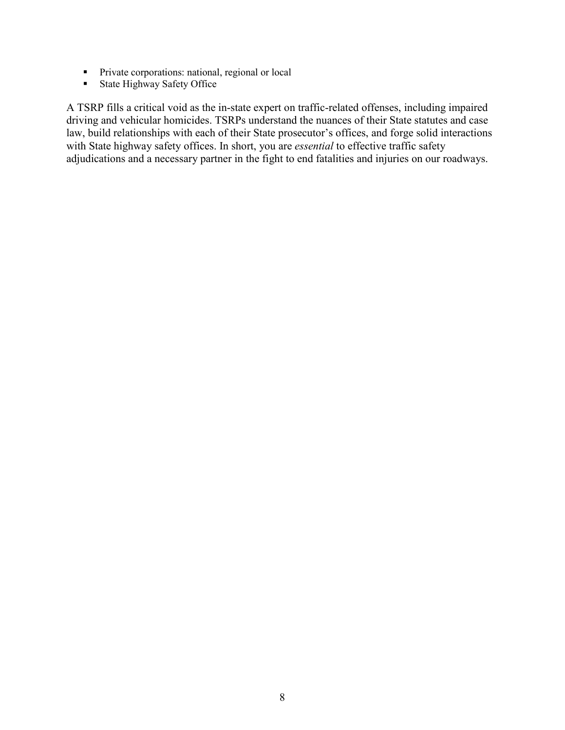- Private corporations: national, regional or local
- State Highway Safety Office

A TSRP fills a critical void as the in-state expert on traffic-related offenses, including impaired driving and vehicular homicides. TSRPs understand the nuances of their State statutes and case law, build relationships with each of their State prosecutor's offices, and forge solid interactions with State highway safety offices. In short, you are *essential* to effective traffic safety adjudications and a necessary partner in the fight to end fatalities and injuries on our roadways.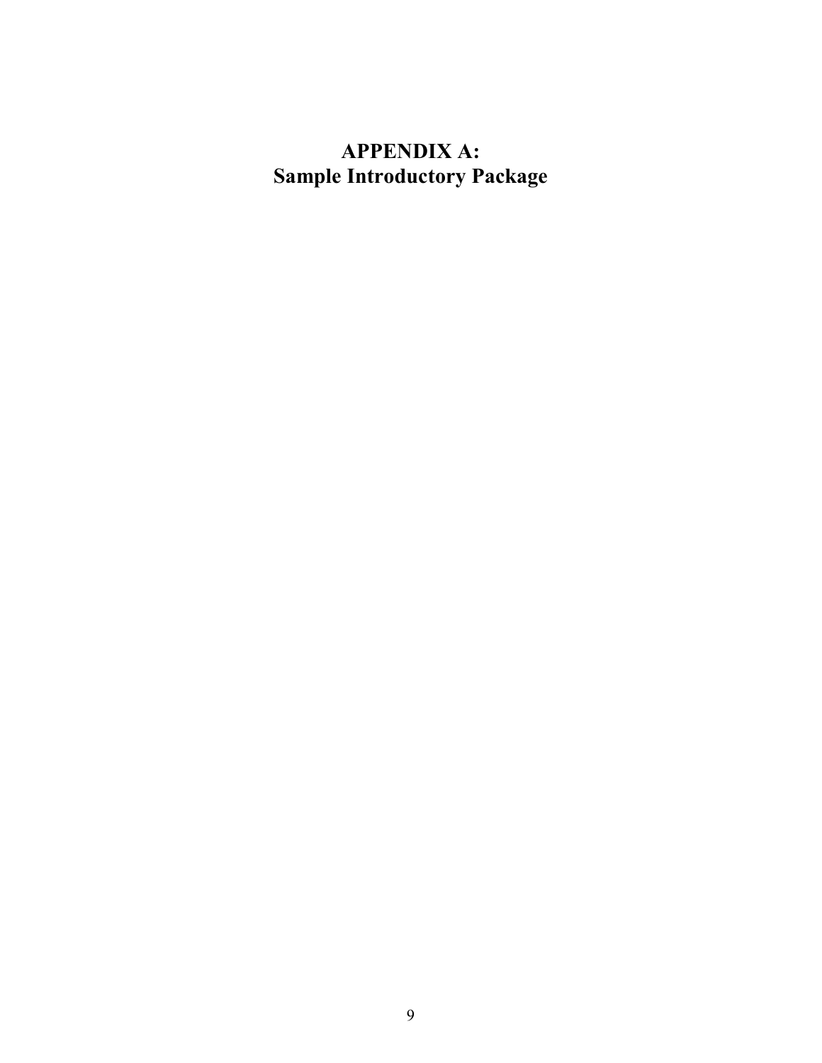# APPENDIX A:
# Sample Introductory Package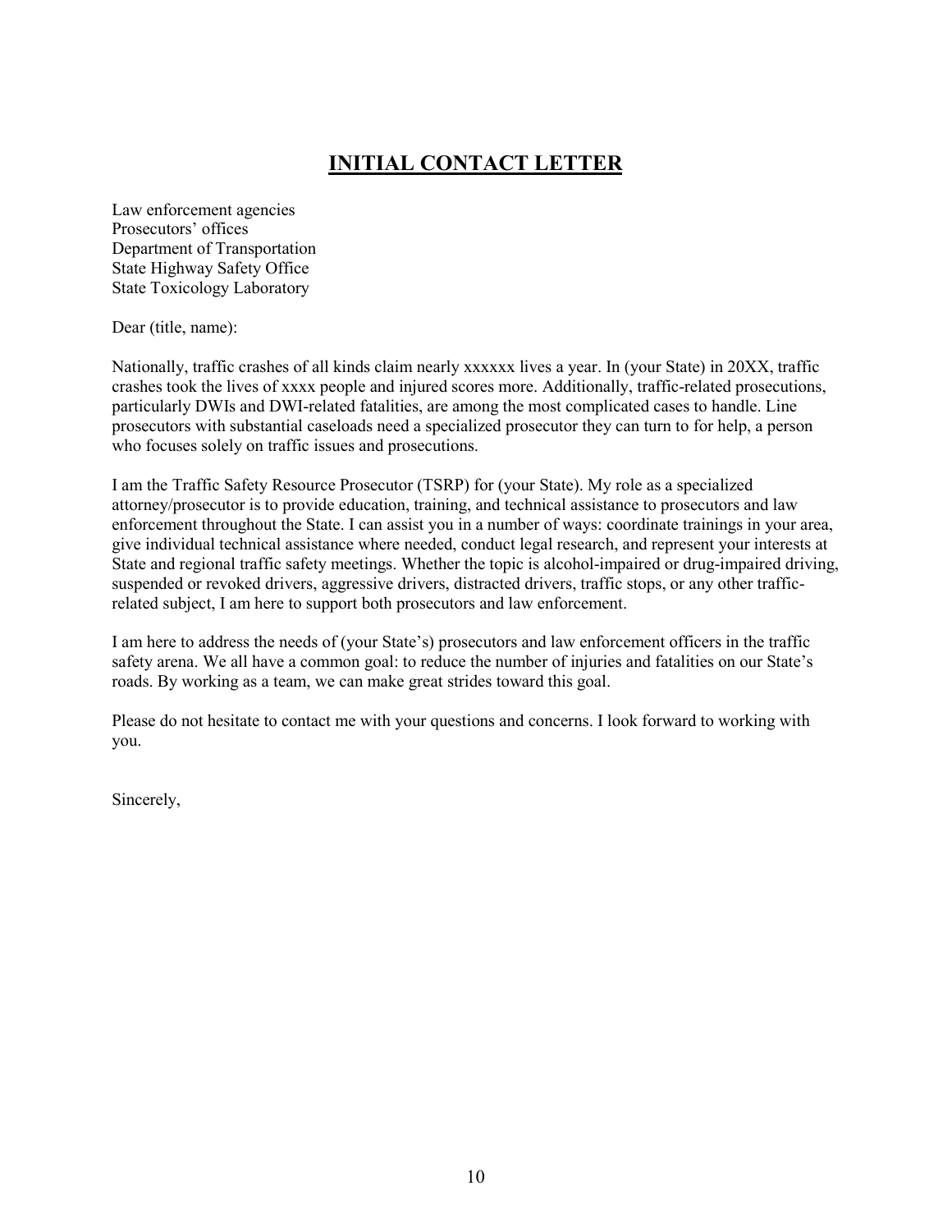# INITIAL CONTACT LETTER

Law enforcement agencies
Prosecutors' offices
Department of Transportation
State Highway Safety Office
State Toxicology Laboratory

Dear (title, name):

Nationally, traffic crashes of all kinds claim nearly xxxxxx lives a year. In (your State) in 20XX, traffic crashes took the lives of xxxx people and injured scores more. Additionally, traffic-related prosecutions, particularly DWIs and DWI-related fatalities, are among the most complicated cases to handle. Line prosecutors with substantial caseloads need a specialized prosecutor they can turn to for help, a person who focuses solely on traffic issues and prosecutions.

I am the Traffic Safety Resource Prosecutor (TSRP) for (your State). My role as a specialized attorney/prosecutor is to provide education, training, and technical assistance to prosecutors and law enforcement throughout the State. I can assist you in a number of ways: coordinate trainings in your area, give individual technical assistance where needed, conduct legal research, and represent your interests at State and regional traffic safety meetings. Whether the topic is alcohol-impaired or drug-impaired driving, suspended or revoked drivers, aggressive drivers, distracted drivers, traffic stops, or any other traffic-related subject, I am here to support both prosecutors and law enforcement.

I am here to address the needs of (your State's) prosecutors and law enforcement officers in the traffic safety arena. We all have a common goal: to reduce the number of injuries and fatalities on our State's roads. By working as a team, we can make great strides toward this goal.

Please do not hesitate to contact me with your questions and concerns. I look forward to working with you.

Sincerely,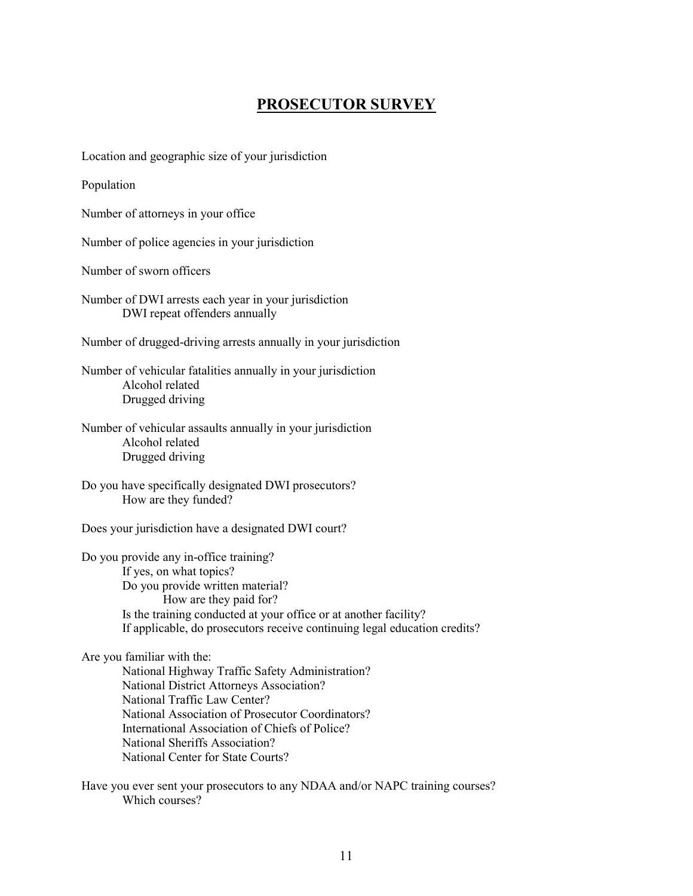# PROSECUTOR SURVEY

Location and geographic size of your jurisdiction

Population

Number of attorneys in your office

Number of police agencies in your jurisdiction

Number of sworn officers

Number of DWI arrests each year in your jurisdiction
  - DWI repeat offenders annually

Number of drugged-driving arrests annually in your jurisdiction

Number of vehicular fatalities annually in your jurisdiction
  - Alcohol related
  - Drugged driving

Number of vehicular assaults annually in your jurisdiction
  - Alcohol related
  - Drugged driving

Do you have specifically designated DWI prosecutors?
  - How are they funded?

Does your jurisdiction have a designated DWI court?

Do you provide any in-office training?
  - If yes, on what topics?
  - Do you provide written material?
    - How are they paid for?
  - Is the training conducted at your office or at another facility?
  - If applicable, do prosecutors receive continuing legal education credits?

Are you familiar with the:
  - National Highway Traffic Safety Administration?
  - National District Attorneys Association?
  - National Traffic Law Center?
  - National Association of Prosecutor Coordinators?
  - International Association of Chiefs of Police?
  - National Sheriffs Association?
  - National Center for State Courts?

Have you ever sent your prosecutors to any NDAA and/or NAPC training courses?
  - Which courses?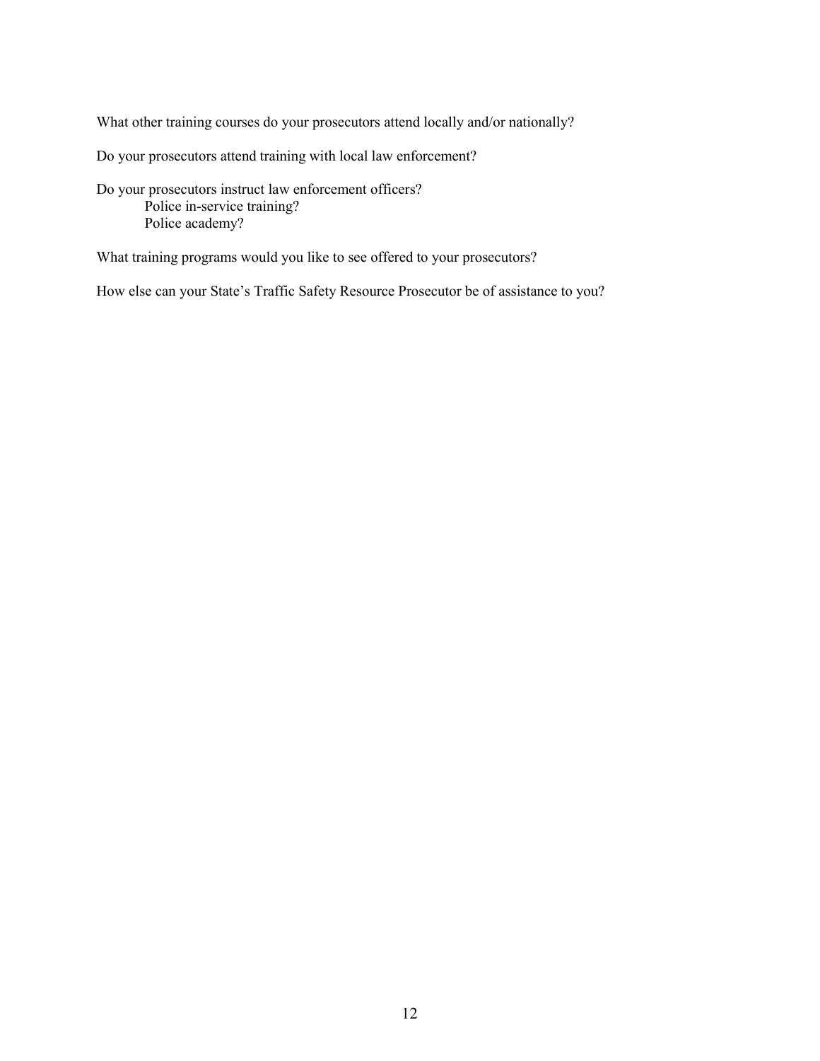What other training courses do your prosecutors attend locally and/or nationally?

Do your prosecutors attend training with local law enforcement?

Do your prosecutors instruct law enforcement officers?

  Police in-service training?

  Police academy?

What training programs would you like to see offered to your prosecutors?

How else can your State's Traffic Safety Resource Prosecutor be of assistance to you?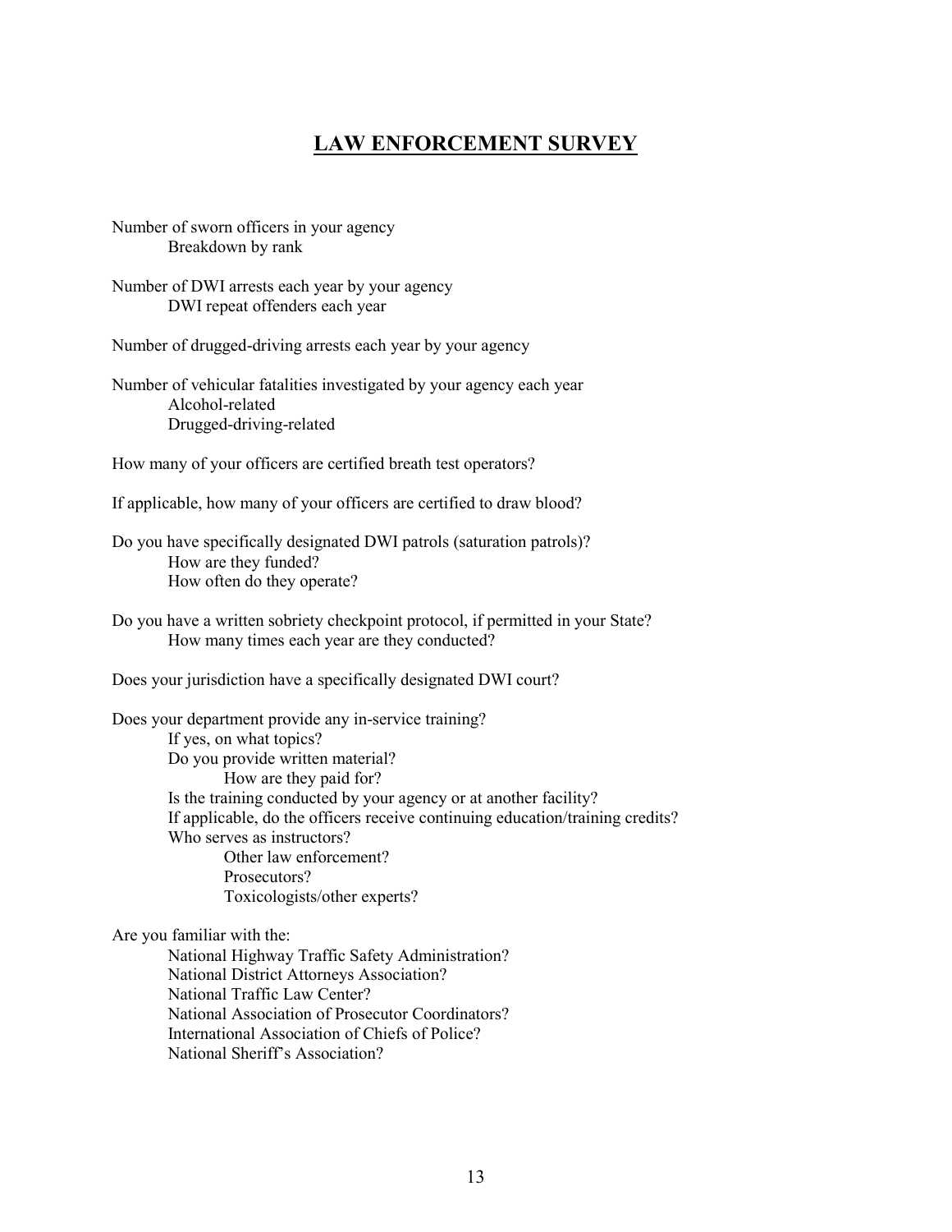# LAW ENFORCEMENT SURVEY

Number of sworn officers in your agency
- Breakdown by rank

Number of DWI arrests each year by your agency
- DWI repeat offenders each year

Number of drugged-driving arrests each year by your agency

Number of vehicular fatalities investigated by your agency each year
- Alcohol-related
- Drugged-driving-related

How many of your officers are certified breath test operators?

If applicable, how many of your officers are certified to draw blood?

Do you have specifically designated DWI patrols (saturation patrols)?
- How are they funded?
- How often do they operate?

Do you have a written sobriety checkpoint protocol, if permitted in your State?
- How many times each year are they conducted?

Does your jurisdiction have a specifically designated DWI court?

Does your department provide any in-service training?
- If yes, on what topics?
- Do you provide written material?
  - How are they paid for?
- Is the training conducted by your agency or at another facility?
- If applicable, do the officers receive continuing education/training credits?
- Who serves as instructors?
  - Other law enforcement?
  - Prosecutors?
  - Toxicologists/other experts?

Are you familiar with the:
- National Highway Traffic Safety Administration?
- National District Attorneys Association?
- National Traffic Law Center?
- National Association of Prosecutor Coordinators?
- International Association of Chiefs of Police?
- National Sheriff's Association?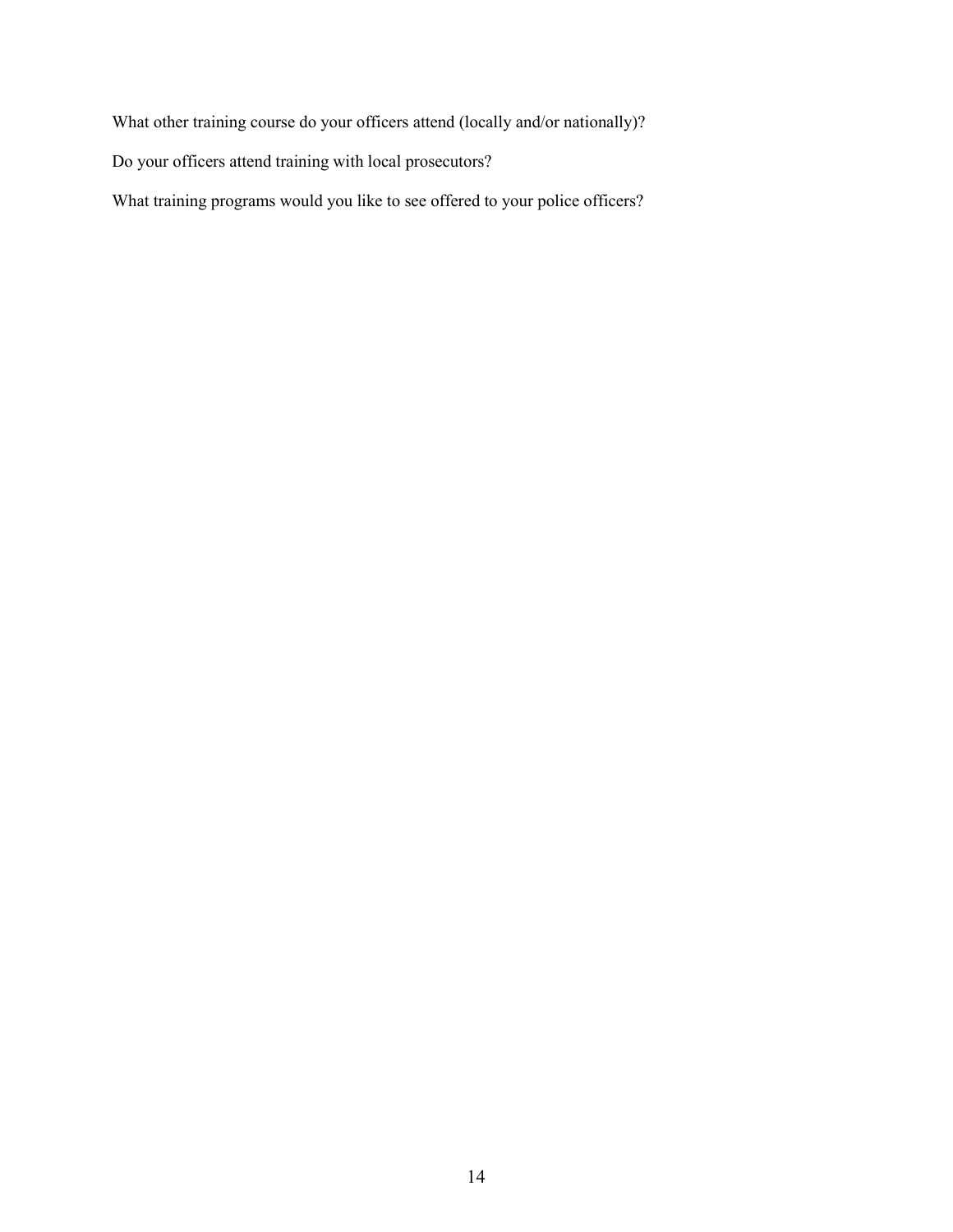What other training course do your officers attend (locally and/or nationally)?

Do your officers attend training with local prosecutors?

What training programs would you like to see offered to your police officers?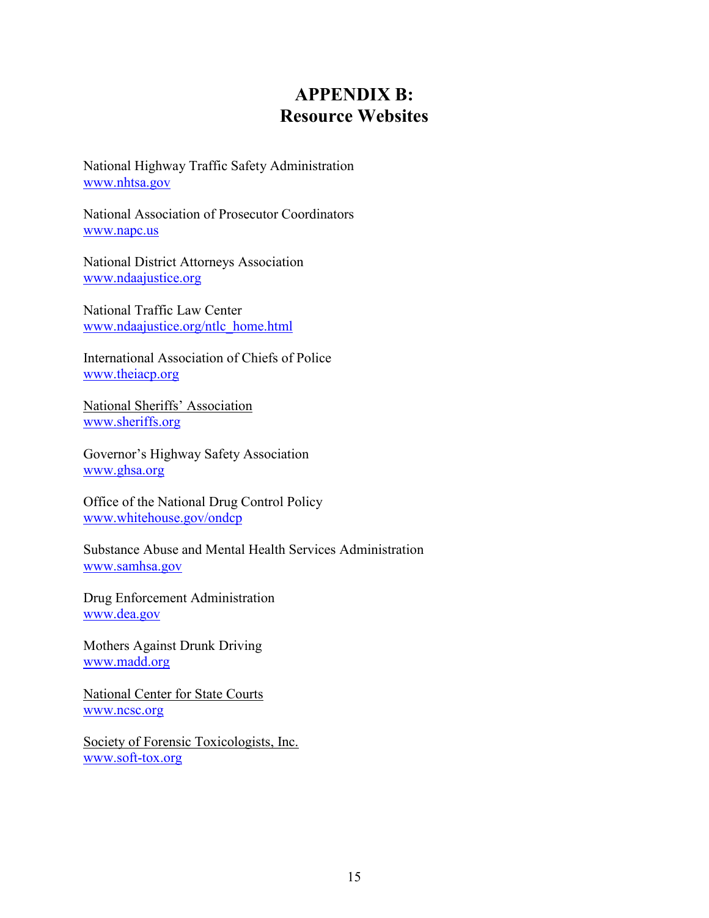# APPENDIX B:
# Resource Websites

National Highway Traffic Safety Administration
www.nhtsa.gov

National Association of Prosecutor Coordinators
www.napc.us

National District Attorneys Association
www.ndaajustice.org

National Traffic Law Center
www.ndaajustice.org/ntlc_home.html

International Association of Chiefs of Police
www.theiacp.org

National Sheriffs' Association
www.sheriffs.org

Governor's Highway Safety Association
www.ghsa.org

Office of the National Drug Control Policy
www.whitehouse.gov/ondcp

Substance Abuse and Mental Health Services Administration
www.samhsa.gov

Drug Enforcement Administration
www.dea.gov

Mothers Against Drunk Driving
www.madd.org

National Center for State Courts
www.ncsc.org

Society of Forensic Toxicologists, Inc.
www.soft-tox.org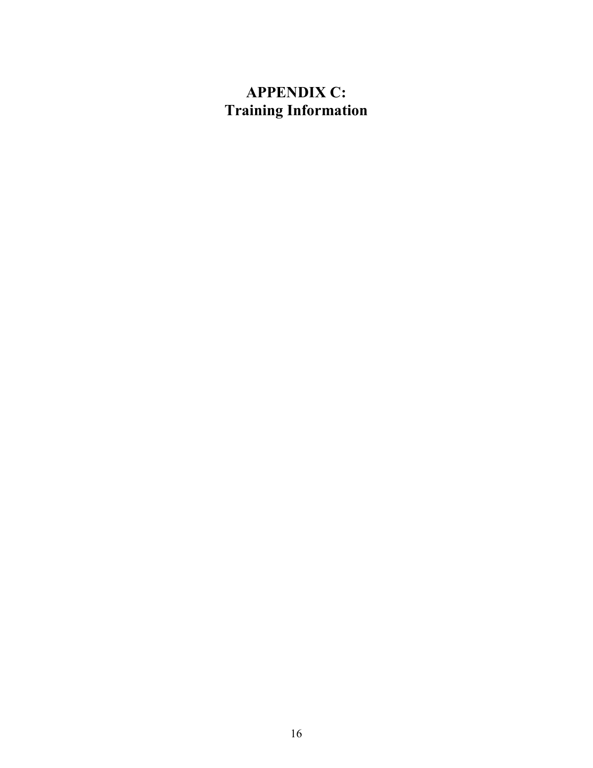# APPENDIX C:
# Training Information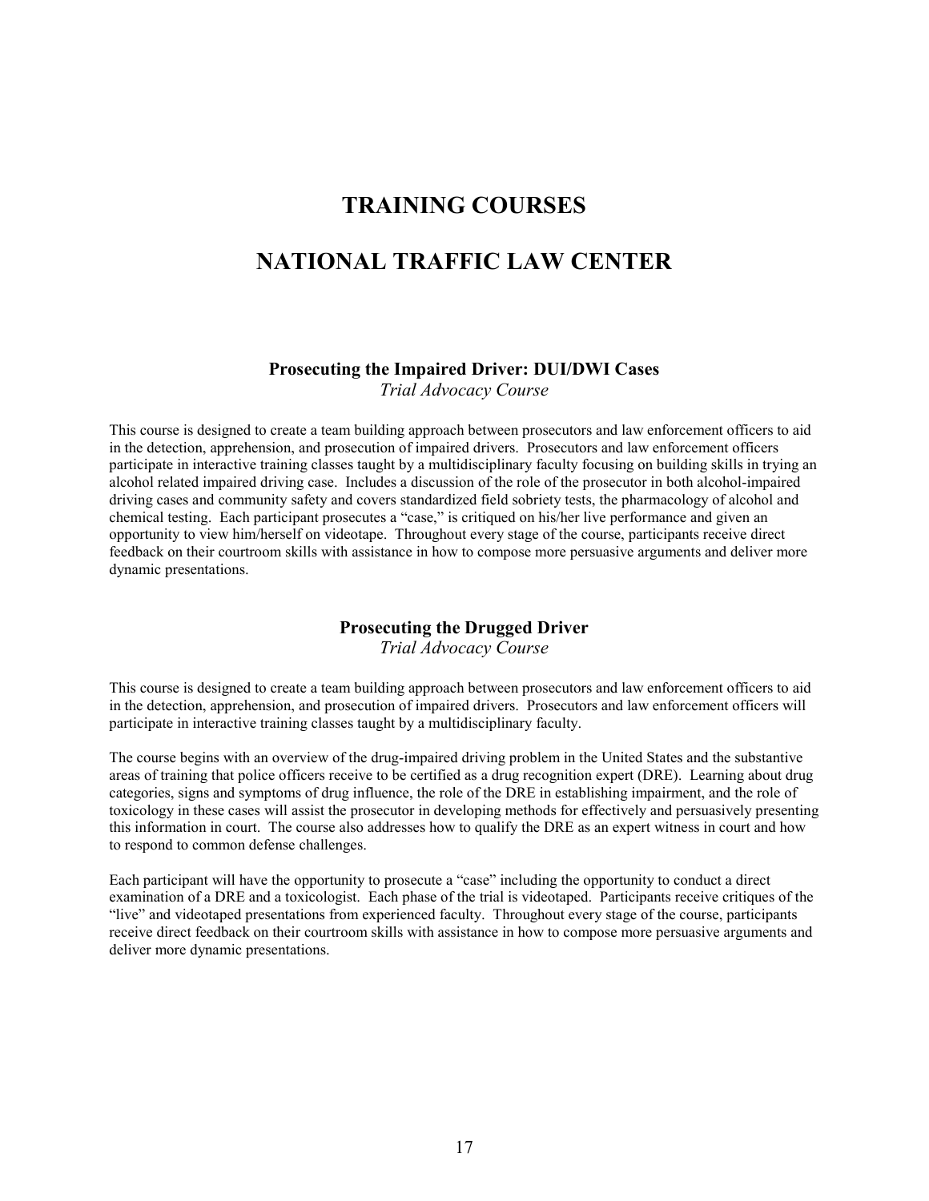# TRAINING COURSES

# NATIONAL TRAFFIC LAW CENTER

### Prosecuting the Impaired Driver: DUI/DWI Cases

*Trial Advocacy Course*

This course is designed to create a team building approach between prosecutors and law enforcement officers to aid in the detection, apprehension, and prosecution of impaired drivers. Prosecutors and law enforcement officers participate in interactive training classes taught by a multidisciplinary faculty focusing on building skills in trying an alcohol related impaired driving case. Includes a discussion of the role of the prosecutor in both alcohol-impaired driving cases and community safety and covers standardized field sobriety tests, the pharmacology of alcohol and chemical testing. Each participant prosecutes a "case," is critiqued on his/her live performance and given an opportunity to view him/herself on videotape. Throughout every stage of the course, participants receive direct feedback on their courtroom skills with assistance in how to compose more persuasive arguments and deliver more dynamic presentations.

### Prosecuting the Drugged Driver

*Trial Advocacy Course*

This course is designed to create a team building approach between prosecutors and law enforcement officers to aid in the detection, apprehension, and prosecution of impaired drivers. Prosecutors and law enforcement officers will participate in interactive training classes taught by a multidisciplinary faculty.

The course begins with an overview of the drug-impaired driving problem in the United States and the substantive areas of training that police officers receive to be certified as a drug recognition expert (DRE). Learning about drug categories, signs and symptoms of drug influence, the role of the DRE in establishing impairment, and the role of toxicology in these cases will assist the prosecutor in developing methods for effectively and persuasively presenting this information in court. The course also addresses how to qualify the DRE as an expert witness in court and how to respond to common defense challenges.

Each participant will have the opportunity to prosecute a "case" including the opportunity to conduct a direct examination of a DRE and a toxicologist. Each phase of the trial is videotaped. Participants receive critiques of the "live" and videotaped presentations from experienced faculty. Throughout every stage of the course, participants receive direct feedback on their courtroom skills with assistance in how to compose more persuasive arguments and deliver more dynamic presentations.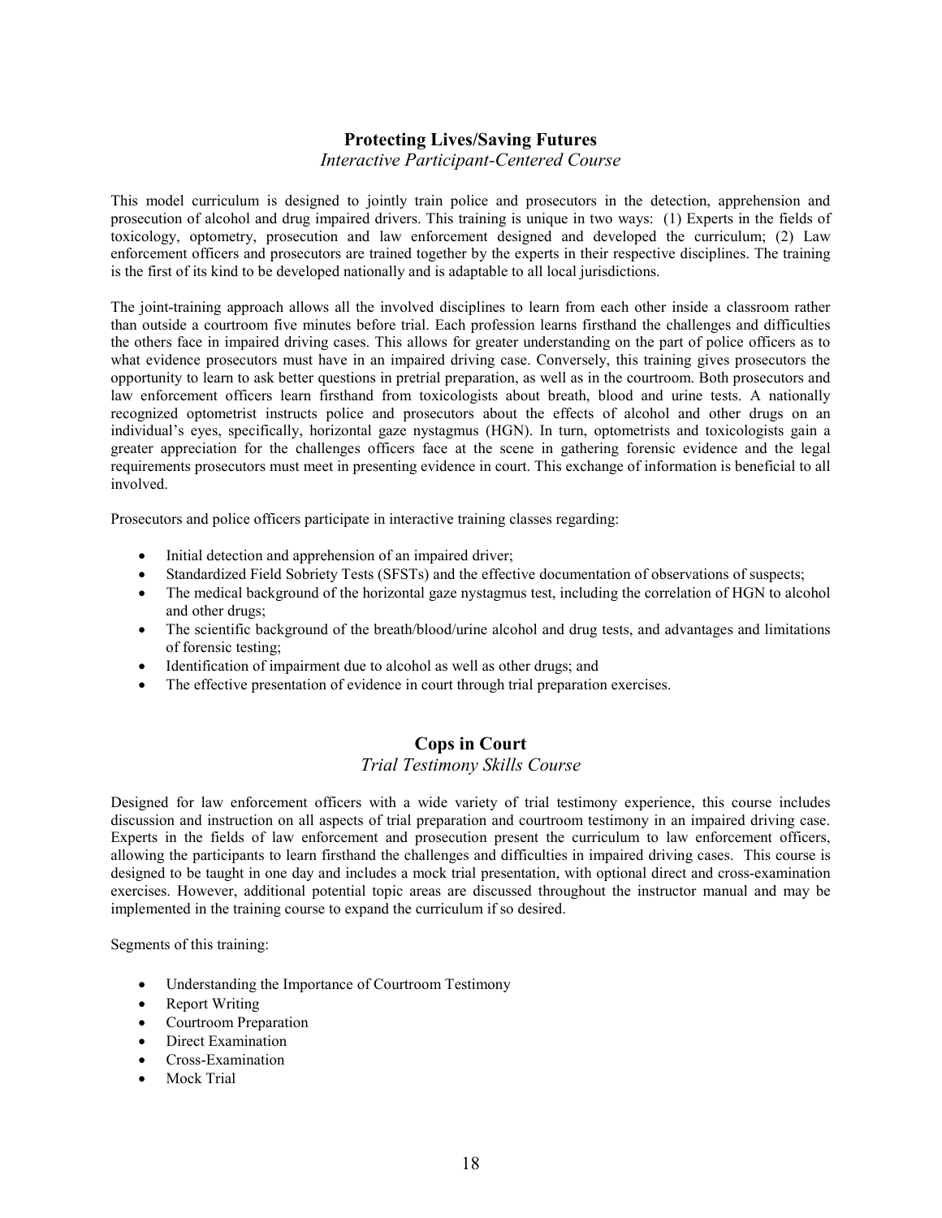## Protecting Lives/Saving Futures

*Interactive Participant-Centered Course*

This model curriculum is designed to jointly train police and prosecutors in the detection, apprehension and prosecution of alcohol and drug impaired drivers. This training is unique in two ways: (1) Experts in the fields of toxicology, optometry, prosecution and law enforcement designed and developed the curriculum; (2) Law enforcement officers and prosecutors are trained together by the experts in their respective disciplines. The training is the first of its kind to be developed nationally and is adaptable to all local jurisdictions.

The joint-training approach allows all the involved disciplines to learn from each other inside a classroom rather than outside a courtroom five minutes before trial. Each profession learns firsthand the challenges and difficulties the others face in impaired driving cases. This allows for greater understanding on the part of police officers as to what evidence prosecutors must have in an impaired driving case. Conversely, this training gives prosecutors the opportunity to learn to ask better questions in pretrial preparation, as well as in the courtroom. Both prosecutors and law enforcement officers learn firsthand from toxicologists about breath, blood and urine tests. A nationally recognized optometrist instructs police and prosecutors about the effects of alcohol and other drugs on an individual's eyes, specifically, horizontal gaze nystagmus (HGN). In turn, optometrists and toxicologists gain a greater appreciation for the challenges officers face at the scene in gathering forensic evidence and the legal requirements prosecutors must meet in presenting evidence in court. This exchange of information is beneficial to all involved.

Prosecutors and police officers participate in interactive training classes regarding:

- Initial detection and apprehension of an impaired driver;
- Standardized Field Sobriety Tests (SFSTs) and the effective documentation of observations of suspects;
- The medical background of the horizontal gaze nystagmus test, including the correlation of HGN to alcohol and other drugs;
- The scientific background of the breath/blood/urine alcohol and drug tests, and advantages and limitations of forensic testing;
- Identification of impairment due to alcohol as well as other drugs; and
- The effective presentation of evidence in court through trial preparation exercises.

## Cops in Court

*Trial Testimony Skills Course*

Designed for law enforcement officers with a wide variety of trial testimony experience, this course includes discussion and instruction on all aspects of trial preparation and courtroom testimony in an impaired driving case. Experts in the fields of law enforcement and prosecution present the curriculum to law enforcement officers, allowing the participants to learn firsthand the challenges and difficulties in impaired driving cases. This course is designed to be taught in one day and includes a mock trial presentation, with optional direct and cross-examination exercises. However, additional potential topic areas are discussed throughout the instructor manual and may be implemented in the training course to expand the curriculum if so desired.

Segments of this training:

- Understanding the Importance of Courtroom Testimony
- Report Writing
- Courtroom Preparation
- Direct Examination
- Cross-Examination
- Mock Trial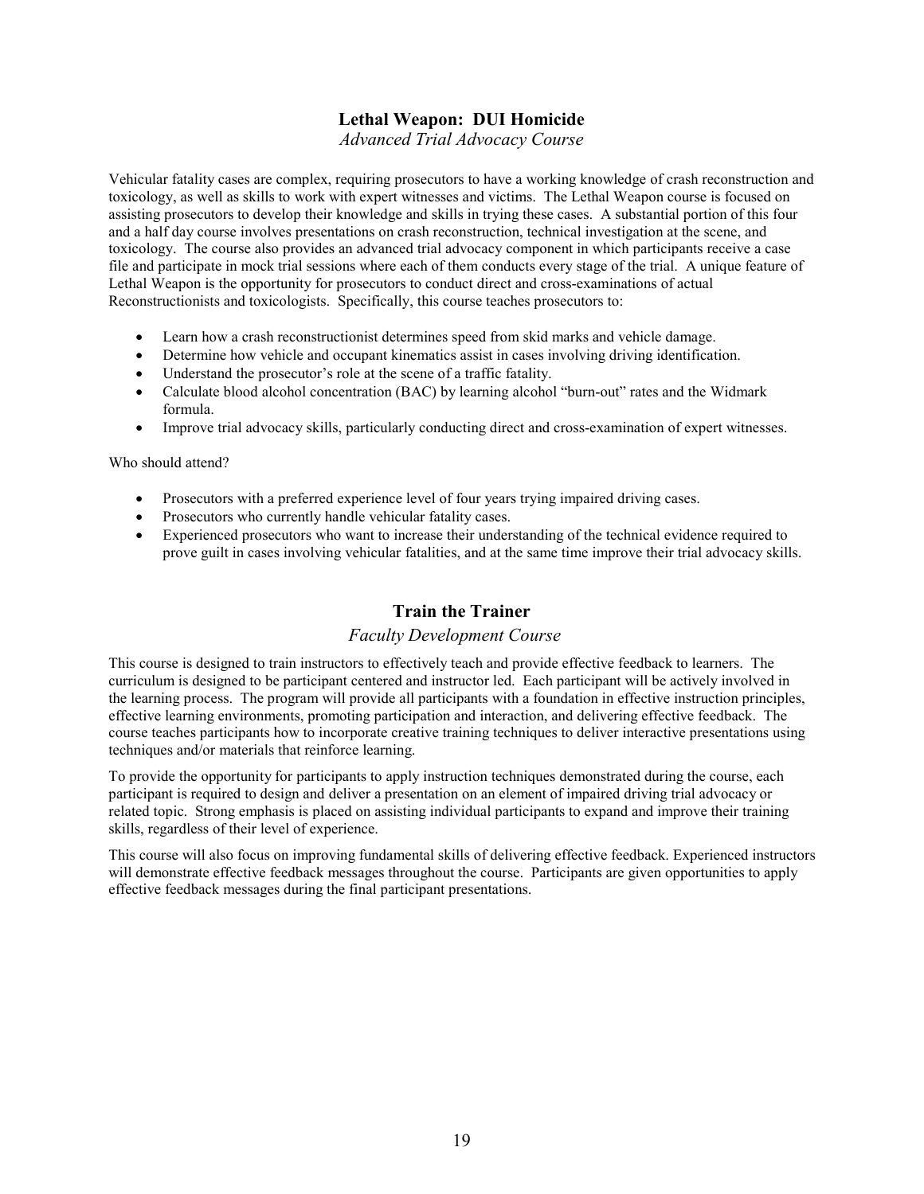## Lethal Weapon: DUI Homicide

*Advanced Trial Advocacy Course*

Vehicular fatality cases are complex, requiring prosecutors to have a working knowledge of crash reconstruction and toxicology, as well as skills to work with expert witnesses and victims. The Lethal Weapon course is focused on assisting prosecutors to develop their knowledge and skills in trying these cases. A substantial portion of this four and a half day course involves presentations on crash reconstruction, technical investigation at the scene, and toxicology. The course also provides an advanced trial advocacy component in which participants receive a case file and participate in mock trial sessions where each of them conducts every stage of the trial. A unique feature of Lethal Weapon is the opportunity for prosecutors to conduct direct and cross-examinations of actual Reconstructionists and toxicologists. Specifically, this course teaches prosecutors to:

- Learn how a crash reconstructionist determines speed from skid marks and vehicle damage.
- Determine how vehicle and occupant kinematics assist in cases involving driving identification.
- Understand the prosecutor's role at the scene of a traffic fatality.
- Calculate blood alcohol concentration (BAC) by learning alcohol "burn-out" rates and the Widmark formula.
- Improve trial advocacy skills, particularly conducting direct and cross-examination of expert witnesses.

Who should attend?

- Prosecutors with a preferred experience level of four years trying impaired driving cases.
- Prosecutors who currently handle vehicular fatality cases.
- Experienced prosecutors who want to increase their understanding of the technical evidence required to prove guilt in cases involving vehicular fatalities, and at the same time improve their trial advocacy skills.

## Train the Trainer

*Faculty Development Course*

This course is designed to train instructors to effectively teach and provide effective feedback to learners. The curriculum is designed to be participant centered and instructor led. Each participant will be actively involved in the learning process. The program will provide all participants with a foundation in effective instruction principles, effective learning environments, promoting participation and interaction, and delivering effective feedback. The course teaches participants how to incorporate creative training techniques to deliver interactive presentations using techniques and/or materials that reinforce learning.

To provide the opportunity for participants to apply instruction techniques demonstrated during the course, each participant is required to design and deliver a presentation on an element of impaired driving trial advocacy or related topic. Strong emphasis is placed on assisting individual participants to expand and improve their training skills, regardless of their level of experience.

This course will also focus on improving fundamental skills of delivering effective feedback. Experienced instructors will demonstrate effective feedback messages throughout the course. Participants are given opportunities to apply effective feedback messages during the final participant presentations.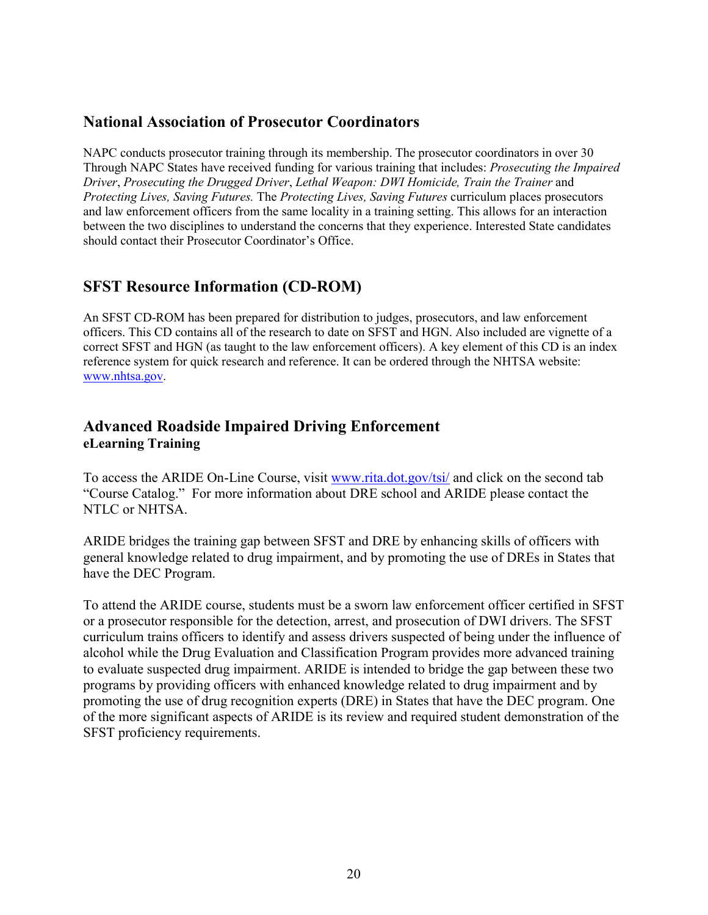## National Association of Prosecutor Coordinators

NAPC conducts prosecutor training through its membership. The prosecutor coordinators in over 30 Through NAPC States have received funding for various training that includes: *Prosecuting the Impaired Driver*, *Prosecuting the Drugged Driver*, *Lethal Weapon: DWI Homicide, Train the Trainer* and *Protecting Lives, Saving Futures.* The *Protecting Lives, Saving Futures* curriculum places prosecutors and law enforcement officers from the same locality in a training setting. This allows for an interaction between the two disciplines to understand the concerns that they experience. Interested State candidates should contact their Prosecutor Coordinator's Office.

## SFST Resource Information (CD-ROM)

An SFST CD-ROM has been prepared for distribution to judges, prosecutors, and law enforcement officers. This CD contains all of the research to date on SFST and HGN. Also included are vignette of a correct SFST and HGN (as taught to the law enforcement officers). A key element of this CD is an index reference system for quick research and reference. It can be ordered through the NHTSA website: www.nhtsa.gov.

## Advanced Roadside Impaired Driving Enforcement
### eLearning Training

To access the ARIDE On-Line Course, visit www.rita.dot.gov/tsi/ and click on the second tab "Course Catalog." For more information about DRE school and ARIDE please contact the NTLC or NHTSA.

ARIDE bridges the training gap between SFST and DRE by enhancing skills of officers with general knowledge related to drug impairment, and by promoting the use of DREs in States that have the DEC Program.

To attend the ARIDE course, students must be a sworn law enforcement officer certified in SFST or a prosecutor responsible for the detection, arrest, and prosecution of DWI drivers. The SFST curriculum trains officers to identify and assess drivers suspected of being under the influence of alcohol while the Drug Evaluation and Classification Program provides more advanced training to evaluate suspected drug impairment. ARIDE is intended to bridge the gap between these two programs by providing officers with enhanced knowledge related to drug impairment and by promoting the use of drug recognition experts (DRE) in States that have the DEC program. One of the more significant aspects of ARIDE is its review and required student demonstration of the SFST proficiency requirements.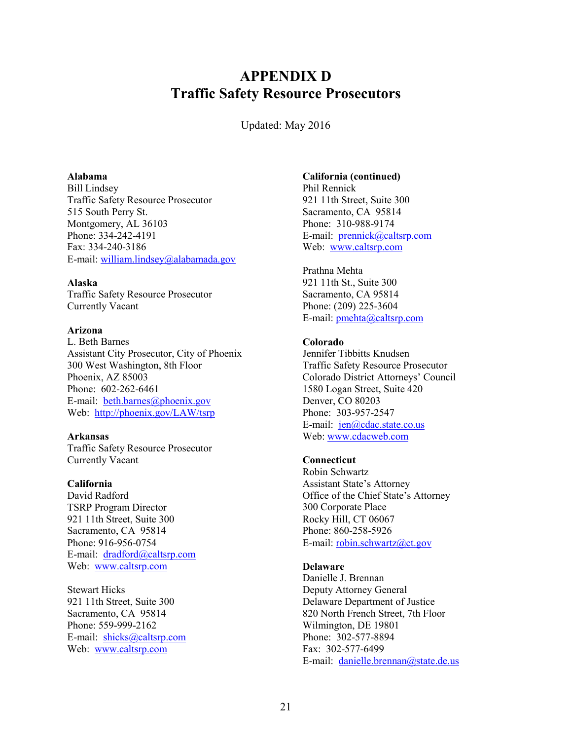# APPENDIX D
# Traffic Safety Resource Prosecutors

Updated: May 2016

**Alabama**
Bill Lindsey
Traffic Safety Resource Prosecutor
515 South Perry St.
Montgomery, AL 36103
Phone: 334-242-4191
Fax: 334-240-3186
E-mail: william.lindsey@alabamada.gov

**Alaska**
Traffic Safety Resource Prosecutor
Currently Vacant

**Arizona**
L. Beth Barnes
Assistant City Prosecutor, City of Phoenix
300 West Washington, 8th Floor
Phoenix, AZ 85003
Phone: 602-262-6461
E-mail: beth.barnes@phoenix.gov
Web: http://phoenix.gov/LAW/tsrp

**Arkansas**
Traffic Safety Resource Prosecutor
Currently Vacant

**California**
David Radford
TSRP Program Director
921 11th Street, Suite 300
Sacramento, CA 95814
Phone: 916-956-0754
E-mail: dradford@caltsrp.com
Web: www.caltsrp.com

Stewart Hicks
921 11th Street, Suite 300
Sacramento, CA 95814
Phone: 559-999-2162
E-mail: shicks@caltsrp.com
Web: www.caltsrp.com

**California (continued)**
Phil Rennick
921 11th Street, Suite 300
Sacramento, CA 95814
Phone: 310-988-9174
E-mail: prennick@caltsrp.com
Web: www.caltsrp.com

Prathna Mehta
921 11th St., Suite 300
Sacramento, CA 95814
Phone: (209) 225-3604
E-mail: pmehta@caltsrp.com

**Colorado**
Jennifer Tibbitts Knudsen
Traffic Safety Resource Prosecutor
Colorado District Attorneys' Council
1580 Logan Street, Suite 420
Denver, CO 80203
Phone: 303-957-2547
E-mail: jen@cdac.state.co.us
Web: www.cdacweb.com

**Connecticut**
Robin Schwartz
Assistant State's Attorney
Office of the Chief State's Attorney
300 Corporate Place
Rocky Hill, CT 06067
Phone: 860-258-5926
E-mail: robin.schwartz@ct.gov

**Delaware**
Danielle J. Brennan
Deputy Attorney General
Delaware Department of Justice
820 North French Street, 7th Floor
Wilmington, DE 19801
Phone: 302-577-8894
Fax: 302-577-6499
E-mail: danielle.brennan@state.de.us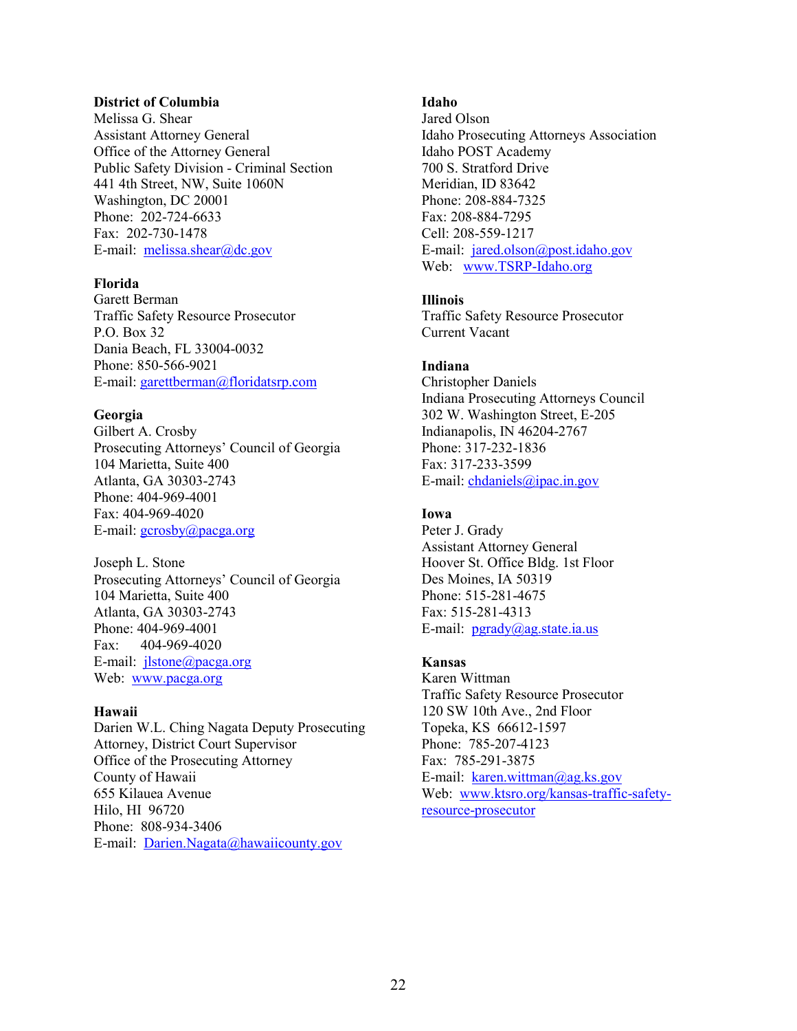**District of Columbia**
Melissa G. Shear
Assistant Attorney General
Office of the Attorney General
Public Safety Division - Criminal Section
441 4th Street, NW, Suite 1060N
Washington, DC 20001
Phone: 202-724-6633
Fax: 202-730-1478
E-mail: melissa.shear@dc.gov

**Florida**
Garett Berman
Traffic Safety Resource Prosecutor
P.O. Box 32
Dania Beach, FL 33004-0032
Phone: 850-566-9021
E-mail: garettberman@floridatsrp.com

**Georgia**
Gilbert A. Crosby
Prosecuting Attorneys' Council of Georgia
104 Marietta, Suite 400
Atlanta, GA 30303-2743
Phone: 404-969-4001
Fax: 404-969-4020
E-mail: gcrosby@pacga.org

Joseph L. Stone
Prosecuting Attorneys' Council of Georgia
104 Marietta, Suite 400
Atlanta, GA 30303-2743
Phone: 404-969-4001
Fax: 404-969-4020
E-mail: jlstone@pacga.org
Web: www.pacga.org

**Hawaii**
Darien W.L. Ching Nagata Deputy Prosecuting Attorney, District Court Supervisor
Office of the Prosecuting Attorney
County of Hawaii
655 Kilauea Avenue
Hilo, HI 96720
Phone: 808-934-3406
E-mail: Darien.Nagata@hawaiicounty.gov

**Idaho**
Jared Olson
Idaho Prosecuting Attorneys Association
Idaho POST Academy
700 S. Stratford Drive
Meridian, ID 83642
Phone: 208-884-7325
Fax: 208-884-7295
Cell: 208-559-1217
E-mail: jared.olson@post.idaho.gov
Web: www.TSRP-Idaho.org

**Illinois**
Traffic Safety Resource Prosecutor
Current Vacant

**Indiana**
Christopher Daniels
Indiana Prosecuting Attorneys Council
302 W. Washington Street, E-205
Indianapolis, IN 46204-2767
Phone: 317-232-1836
Fax: 317-233-3599
E-mail: chdaniels@ipac.in.gov

**Iowa**
Peter J. Grady
Assistant Attorney General
Hoover St. Office Bldg. 1st Floor
Des Moines, IA 50319
Phone: 515-281-4675
Fax: 515-281-4313
E-mail: pgrady@ag.state.ia.us

**Kansas**
Karen Wittman
Traffic Safety Resource Prosecutor
120 SW 10th Ave., 2nd Floor
Topeka, KS 66612-1597
Phone: 785-207-4123
Fax: 785-291-3875
E-mail: karen.wittman@ag.ks.gov
Web: www.ktsro.org/kansas-traffic-safety-resource-prosecutor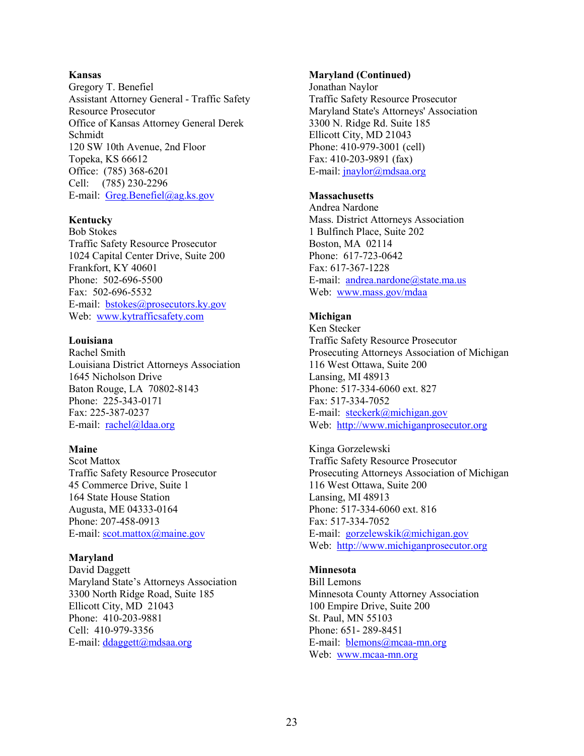**Kansas**
Gregory T. Benefiel
Assistant Attorney General - Traffic Safety Resource Prosecutor
Office of Kansas Attorney General Derek Schmidt
120 SW 10th Avenue, 2nd Floor
Topeka, KS 66612
Office: (785) 368-6201
Cell: (785) 230-2296
E-mail: Greg.Benefiel@ag.ks.gov

**Kentucky**
Bob Stokes
Traffic Safety Resource Prosecutor
1024 Capital Center Drive, Suite 200
Frankfort, KY 40601
Phone: 502-696-5500
Fax: 502-696-5532
E-mail: bstokes@prosecutors.ky.gov
Web: www.kytrafficsafety.com

**Louisiana**
Rachel Smith
Louisiana District Attorneys Association
1645 Nicholson Drive
Baton Rouge, LA 70802-8143
Phone: 225-343-0171
Fax: 225-387-0237
E-mail: rachel@ldaa.org

**Maine**
Scot Mattox
Traffic Safety Resource Prosecutor
45 Commerce Drive, Suite 1
164 State House Station
Augusta, ME 04333-0164
Phone: 207-458-0913
E-mail: scot.mattox@maine.gov

**Maryland**
David Daggett
Maryland State's Attorneys Association
3300 North Ridge Road, Suite 185
Ellicott City, MD 21043
Phone: 410-203-9881
Cell: 410-979-3356
E-mail: ddaggett@mdsaa.org

**Maryland (Continued)**
Jonathan Naylor
Traffic Safety Resource Prosecutor
Maryland State's Attorneys' Association
3300 N. Ridge Rd. Suite 185
Ellicott City, MD 21043
Phone: 410-979-3001 (cell)
Fax: 410-203-9891 (fax)
E-mail: jnaylor@mdsaa.org

**Massachusetts**
Andrea Nardone
Mass. District Attorneys Association
1 Bulfinch Place, Suite 202
Boston, MA 02114
Phone: 617-723-0642
Fax: 617-367-1228
E-mail: andrea.nardone@state.ma.us
Web: www.mass.gov/mdaa

**Michigan**
Ken Stecker
Traffic Safety Resource Prosecutor
Prosecuting Attorneys Association of Michigan
116 West Ottawa, Suite 200
Lansing, MI 48913
Phone: 517-334-6060 ext. 827
Fax: 517-334-7052
E-mail: steckerk@michigan.gov
Web: http://www.michiganprosecutor.org

Kinga Gorzelewski
Traffic Safety Resource Prosecutor
Prosecuting Attorneys Association of Michigan
116 West Ottawa, Suite 200
Lansing, MI 48913
Phone: 517-334-6060 ext. 816
Fax: 517-334-7052
E-mail: gorzelewskik@michigan.gov
Web: http://www.michiganprosecutor.org

**Minnesota**
Bill Lemons
Minnesota County Attorney Association
100 Empire Drive, Suite 200
St. Paul, MN 55103
Phone: 651- 289-8451
E-mail: blemons@mcaa-mn.org
Web: www.mcaa-mn.org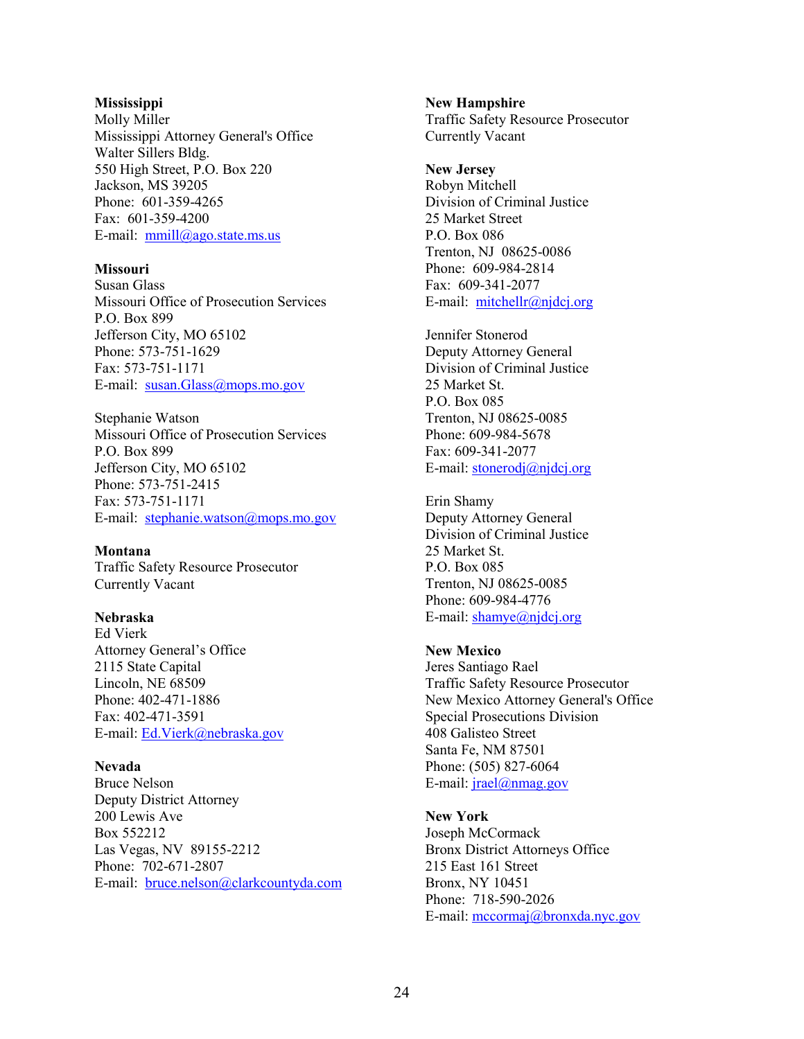**Mississippi**
Molly Miller
Mississippi Attorney General's Office
Walter Sillers Bldg.
550 High Street, P.O. Box 220
Jackson, MS 39205
Phone: 601-359-4265
Fax: 601-359-4200
E-mail: mmill@ago.state.ms.us

**Missouri**
Susan Glass
Missouri Office of Prosecution Services
P.O. Box 899
Jefferson City, MO 65102
Phone: 573-751-1629
Fax: 573-751-1171
E-mail: susan.Glass@mops.mo.gov

Stephanie Watson
Missouri Office of Prosecution Services
P.O. Box 899
Jefferson City, MO 65102
Phone: 573-751-2415
Fax: 573-751-1171
E-mail: stephanie.watson@mops.mo.gov

**Montana**
Traffic Safety Resource Prosecutor
Currently Vacant

**Nebraska**
Ed Vierk
Attorney General's Office
2115 State Capital
Lincoln, NE 68509
Phone: 402-471-1886
Fax: 402-471-3591
E-mail: Ed.Vierk@nebraska.gov

**Nevada**
Bruce Nelson
Deputy District Attorney
200 Lewis Ave
Box 552212
Las Vegas, NV 89155-2212
Phone: 702-671-2807
E-mail: bruce.nelson@clarkcountyda.com

**New Hampshire**
Traffic Safety Resource Prosecutor
Currently Vacant

**New Jersey**
Robyn Mitchell
Division of Criminal Justice
25 Market Street
P.O. Box 086
Trenton, NJ 08625-0086
Phone: 609-984-2814
Fax: 609-341-2077
E-mail: mitchellr@njdcj.org

Jennifer Stonerod
Deputy Attorney General
Division of Criminal Justice
25 Market St.
P.O. Box 085
Trenton, NJ 08625-0085
Phone: 609-984-5678
Fax: 609-341-2077
E-mail: stonerodj@njdcj.org

Erin Shamy
Deputy Attorney General
Division of Criminal Justice
25 Market St.
P.O. Box 085
Trenton, NJ 08625-0085
Phone: 609-984-4776
E-mail: shamye@njdcj.org

**New Mexico**
Jeres Santiago Rael
Traffic Safety Resource Prosecutor
New Mexico Attorney General's Office
Special Prosecutions Division
408 Galisteo Street
Santa Fe, NM 87501
Phone: (505) 827-6064
E-mail: jrael@nmag.gov

**New York**
Joseph McCormack
Bronx District Attorneys Office
215 East 161 Street
Bronx, NY 10451
Phone: 718-590-2026
E-mail: mccormaj@bronxda.nyc.gov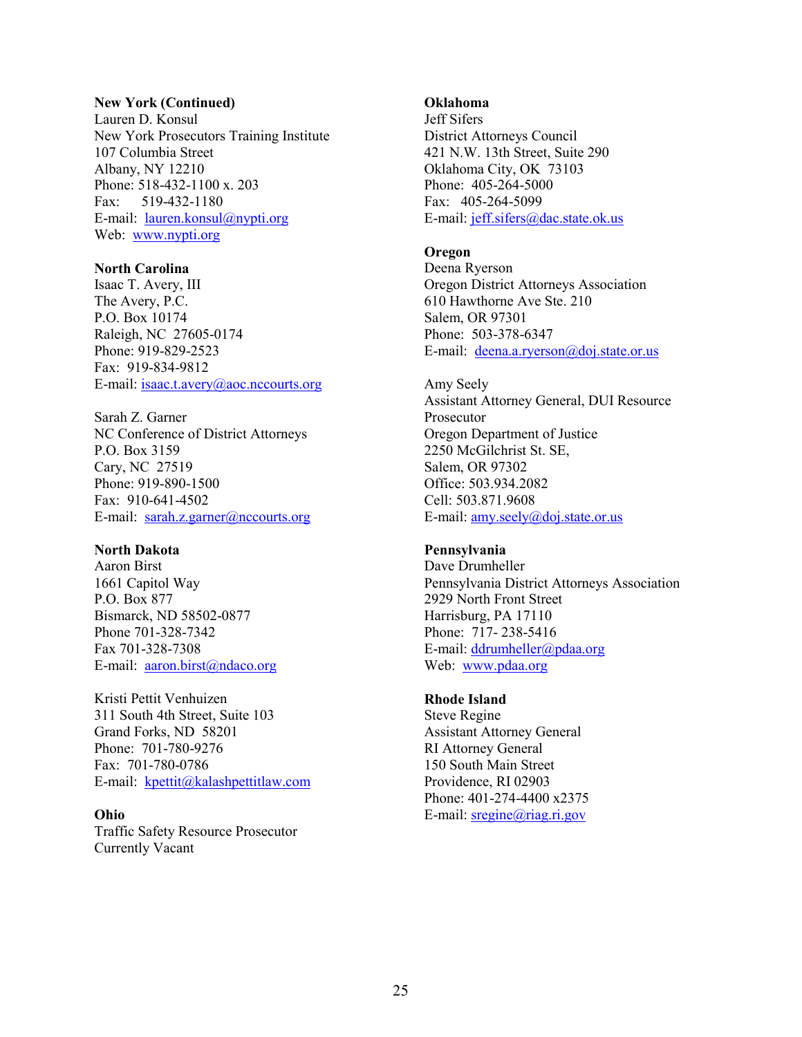**New York (Continued)**
Lauren D. Konsul
New York Prosecutors Training Institute
107 Columbia Street
Albany, NY 12210
Phone: 518-432-1100 x. 203
Fax: 519-432-1180
E-mail: lauren.konsul@nypti.org
Web: www.nypti.org

**North Carolina**
Isaac T. Avery, III
The Avery, P.C.
P.O. Box 10174
Raleigh, NC 27605-0174
Phone: 919-829-2523
Fax: 919-834-9812
E-mail: isaac.t.avery@aoc.nccourts.org

Sarah Z. Garner
NC Conference of District Attorneys
P.O. Box 3159
Cary, NC 27519
Phone: 919-890-1500
Fax: 910-641-4502
E-mail: sarah.z.garner@nccourts.org

**North Dakota**
Aaron Birst
1661 Capitol Way
P.O. Box 877
Bismarck, ND 58502-0877
Phone 701-328-7342
Fax 701-328-7308
E-mail: aaron.birst@ndaco.org

Kristi Pettit Venhuizen
311 South 4th Street, Suite 103
Grand Forks, ND 58201
Phone: 701-780-9276
Fax: 701-780-0786
E-mail: kpettit@kalashpettitlaw.com

**Ohio**
Traffic Safety Resource Prosecutor
Currently Vacant

**Oklahoma**
Jeff Sifers
District Attorneys Council
421 N.W. 13th Street, Suite 290
Oklahoma City, OK 73103
Phone: 405-264-5000
Fax: 405-264-5099
E-mail: jeff.sifers@dac.state.ok.us

**Oregon**
Deena Ryerson
Oregon District Attorneys Association
610 Hawthorne Ave Ste. 210
Salem, OR 97301
Phone: 503-378-6347
E-mail: deena.a.ryerson@doj.state.or.us

Amy Seely
Assistant Attorney General, DUI Resource Prosecutor
Oregon Department of Justice
2250 McGilchrist St. SE,
Salem, OR 97302
Office: 503.934.2082
Cell: 503.871.9608
E-mail: amy.seely@doj.state.or.us

**Pennsylvania**
Dave Drumheller
Pennsylvania District Attorneys Association
2929 North Front Street
Harrisburg, PA 17110
Phone: 717- 238-5416
E-mail: ddrumheller@pdaa.org
Web: www.pdaa.org

**Rhode Island**
Steve Regine
Assistant Attorney General
RI Attorney General
150 South Main Street
Providence, RI 02903
Phone: 401-274-4400 x2375
E-mail: sregine@riag.ri.gov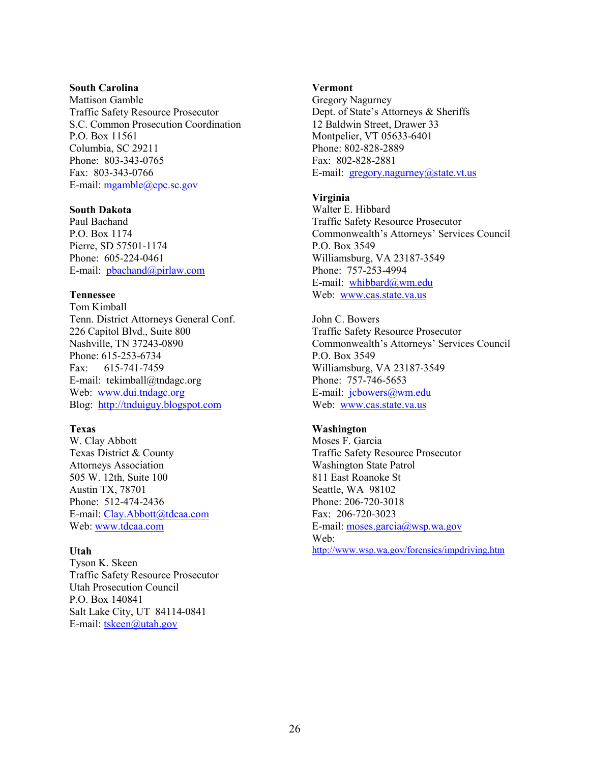**South Carolina**
Mattison Gamble
Traffic Safety Resource Prosecutor
S.C. Common Prosecution Coordination
P.O. Box 11561
Columbia, SC 29211
Phone: 803-343-0765
Fax: 803-343-0766
E-mail: mgamble@cpc.sc.gov

**South Dakota**
Paul Bachand
P.O. Box 1174
Pierre, SD 57501-1174
Phone: 605-224-0461
E-mail: pbachand@pirlaw.com

**Tennessee**
Tom Kimball
Tenn. District Attorneys General Conf.
226 Capitol Blvd., Suite 800
Nashville, TN 37243-0890
Phone: 615-253-6734
Fax: 615-741-7459
E-mail: tekimball@tndagc.org
Web: www.dui.tndagc.org
Blog: http://tnduiguy.blogspot.com

**Texas**
W. Clay Abbott
Texas District & County
Attorneys Association
505 W. 12th, Suite 100
Austin TX, 78701
Phone: 512-474-2436
E-mail: Clay.Abbott@tdcaa.com
Web: www.tdcaa.com

**Utah**
Tyson K. Skeen
Traffic Safety Resource Prosecutor
Utah Prosecution Council
P.O. Box 140841
Salt Lake City, UT 84114-0841
E-mail: tskeen@utah.gov

**Vermont**
Gregory Nagurney
Dept. of State's Attorneys & Sheriffs
12 Baldwin Street, Drawer 33
Montpelier, VT 05633-6401
Phone: 802-828-2889
Fax: 802-828-2881
E-mail: gregory.nagurney@state.vt.us

**Virginia**
Walter E. Hibbard
Traffic Safety Resource Prosecutor
Commonwealth's Attorneys' Services Council
P.O. Box 3549
Williamsburg, VA 23187-3549
Phone: 757-253-4994
E-mail: whibbard@wm.edu
Web: www.cas.state.va.us

John C. Bowers
Traffic Safety Resource Prosecutor
Commonwealth's Attorneys' Services Council
P.O. Box 3549
Williamsburg, VA 23187-3549
Phone: 757-746-5653
E-mail: jcbowers@wm.edu
Web: www.cas.state.va.us

**Washington**
Moses F. Garcia
Traffic Safety Resource Prosecutor
Washington State Patrol
811 East Roanoke St
Seattle, WA 98102
Phone: 206-720-3018
Fax: 206-720-3023
E-mail: moses.garcia@wsp.wa.gov
Web: http://www.wsp.wa.gov/forensics/impdriving.htm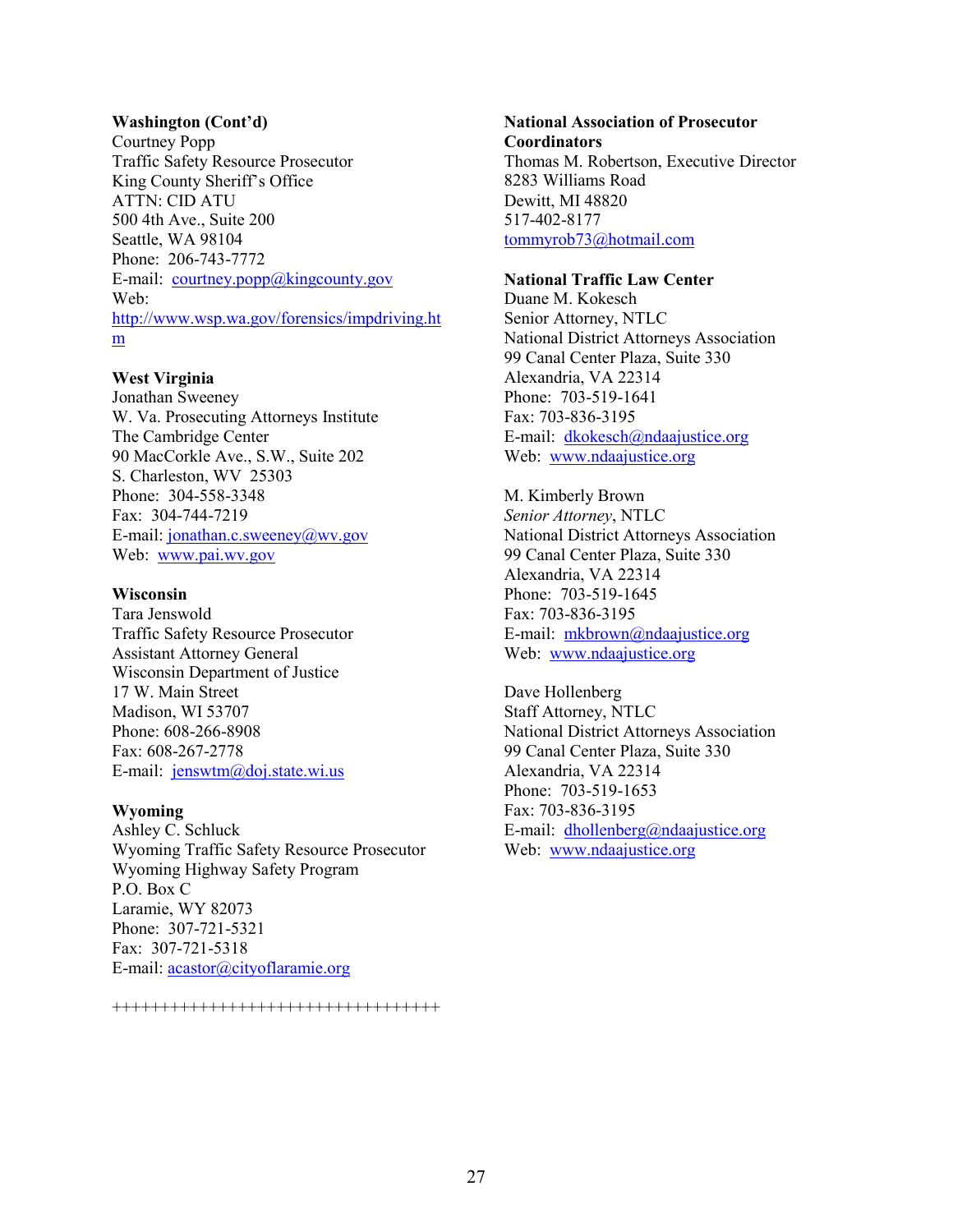**Washington (Cont'd)**
Courtney Popp
Traffic Safety Resource Prosecutor
King County Sheriff's Office
ATTN: CID ATU
500 4th Ave., Suite 200
Seattle, WA 98104
Phone: 206-743-7772
E-mail: courtney.popp@kingcounty.gov
Web: http://www.wsp.wa.gov/forensics/impdriving.htm

**West Virginia**
Jonathan Sweeney
W. Va. Prosecuting Attorneys Institute
The Cambridge Center
90 MacCorkle Ave., S.W., Suite 202
S. Charleston, WV 25303
Phone: 304-558-3348
Fax: 304-744-7219
E-mail: jonathan.c.sweeney@wv.gov
Web: www.pai.wv.gov

**Wisconsin**
Tara Jenswold
Traffic Safety Resource Prosecutor
Assistant Attorney General
Wisconsin Department of Justice
17 W. Main Street
Madison, WI 53707
Phone: 608-266-8908
Fax: 608-267-2778
E-mail: jenswtm@doj.state.wi.us

**Wyoming**
Ashley C. Schluck
Wyoming Traffic Safety Resource Prosecutor
Wyoming Highway Safety Program
P.O. Box C
Laramie, WY 82073
Phone: 307-721-5321
Fax: 307-721-5318
E-mail: acastor@cityoflaramie.org

++++++++++++++++++++++++++++++++++

**National Association of Prosecutor Coordinators**
Thomas M. Robertson, Executive Director
8283 Williams Road
Dewitt, MI 48820
517-402-8177
tommyrob73@hotmail.com

**National Traffic Law Center**
Duane M. Kokesch
Senior Attorney, NTLC
National District Attorneys Association
99 Canal Center Plaza, Suite 330
Alexandria, VA 22314
Phone: 703-519-1641
Fax: 703-836-3195
E-mail: dkokesch@ndaajustice.org
Web: www.ndaajustice.org

M. Kimberly Brown
*Senior Attorney*, NTLC
National District Attorneys Association
99 Canal Center Plaza, Suite 330
Alexandria, VA 22314
Phone: 703-519-1645
Fax: 703-836-3195
E-mail: mkbrown@ndaajustice.org
Web: www.ndaajustice.org

Dave Hollenberg
Staff Attorney, NTLC
National District Attorneys Association
99 Canal Center Plaza, Suite 330
Alexandria, VA 22314
Phone: 703-519-1653
Fax: 703-836-3195
E-mail: dhollenberg@ndaajustice.org
Web: www.ndaajustice.org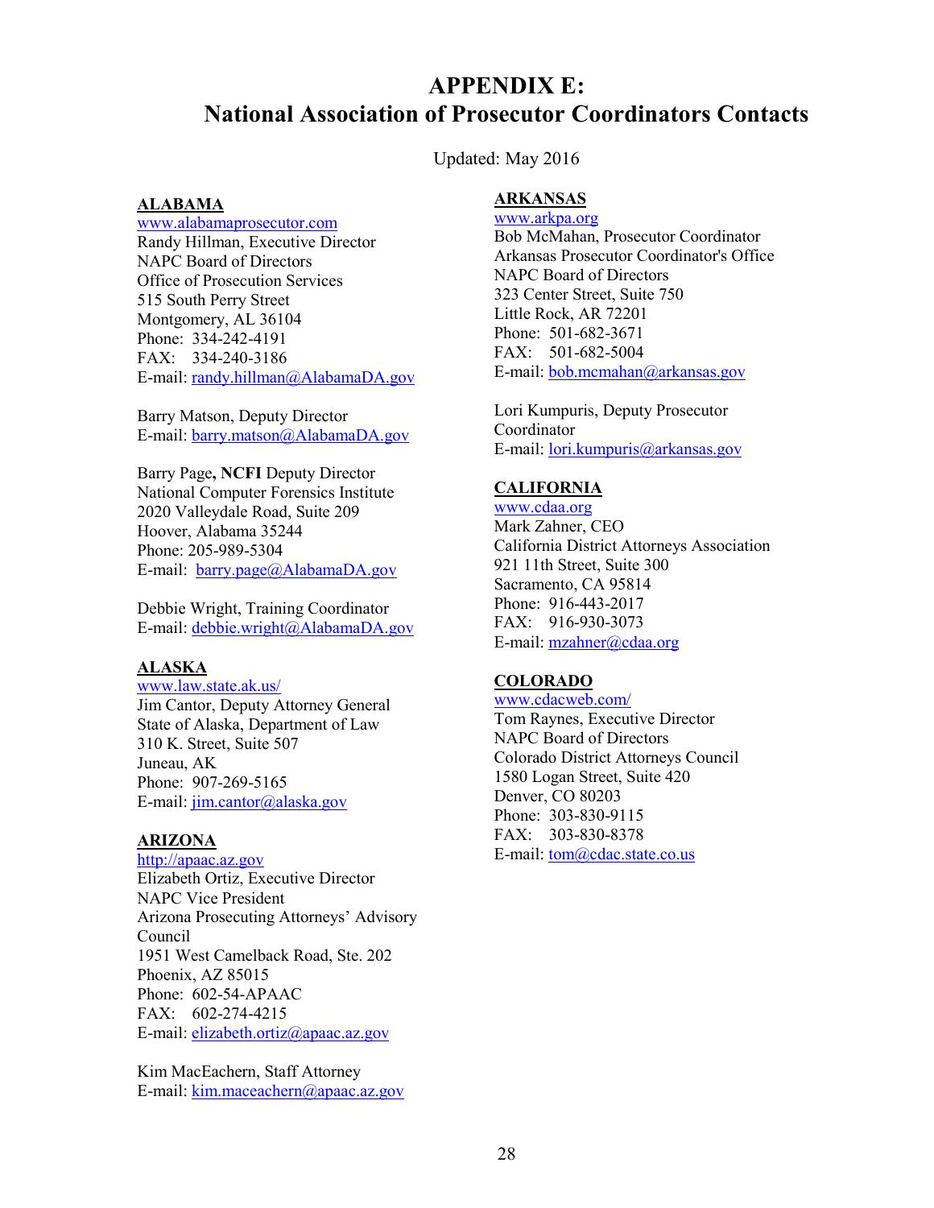# APPENDIX E:
# National Association of Prosecutor Coordinators Contacts

Updated: May 2016

**ALABAMA**
www.alabamaprosecutor.com
Randy Hillman, Executive Director
NAPC Board of Directors
Office of Prosecution Services
515 South Perry Street
Montgomery, AL 36104
Phone: 334-242-4191
FAX: 334-240-3186
E-mail: randy.hillman@AlabamaDA.gov

Barry Matson, Deputy Director
E-mail: barry.matson@AlabamaDA.gov

Barry Page**, NCFI** Deputy Director
National Computer Forensics Institute
2020 Valleydale Road, Suite 209
Hoover, Alabama 35244
Phone: 205-989-5304
E-mail: barry.page@AlabamaDA.gov

Debbie Wright, Training Coordinator
E-mail: debbie.wright@AlabamaDA.gov

**ALASKA**
www.law.state.ak.us/
Jim Cantor, Deputy Attorney General
State of Alaska, Department of Law
310 K. Street, Suite 507
Juneau, AK
Phone: 907-269-5165
E-mail: jim.cantor@alaska.gov

**ARIZONA**
http://apaac.az.gov
Elizabeth Ortiz, Executive Director
NAPC Vice President
Arizona Prosecuting Attorneys' Advisory Council
1951 West Camelback Road, Ste. 202
Phoenix, AZ 85015
Phone: 602-54-APAAC
FAX: 602-274-4215
E-mail: elizabeth.ortiz@apaac.az.gov

Kim MacEachern, Staff Attorney
E-mail: kim.maceachern@apaac.az.gov

**ARKANSAS**
www.arkpa.org
Bob McMahan, Prosecutor Coordinator
Arkansas Prosecutor Coordinator's Office
NAPC Board of Directors
323 Center Street, Suite 750
Little Rock, AR 72201
Phone: 501-682-3671
FAX: 501-682-5004
E-mail: bob.mcmahan@arkansas.gov

Lori Kumpuris, Deputy Prosecutor Coordinator
E-mail: lori.kumpuris@arkansas.gov

**CALIFORNIA**
www.cdaa.org
Mark Zahner, CEO
California District Attorneys Association
921 11th Street, Suite 300
Sacramento, CA 95814
Phone: 916-443-2017
FAX: 916-930-3073
E-mail: mzahner@cdaa.org

**COLORADO**
www.cdacweb.com/
Tom Raynes, Executive Director
NAPC Board of Directors
Colorado District Attorneys Council
1580 Logan Street, Suite 420
Denver, CO 80203
Phone: 303-830-9115
FAX: 303-830-8378
E-mail: tom@cdac.state.co.us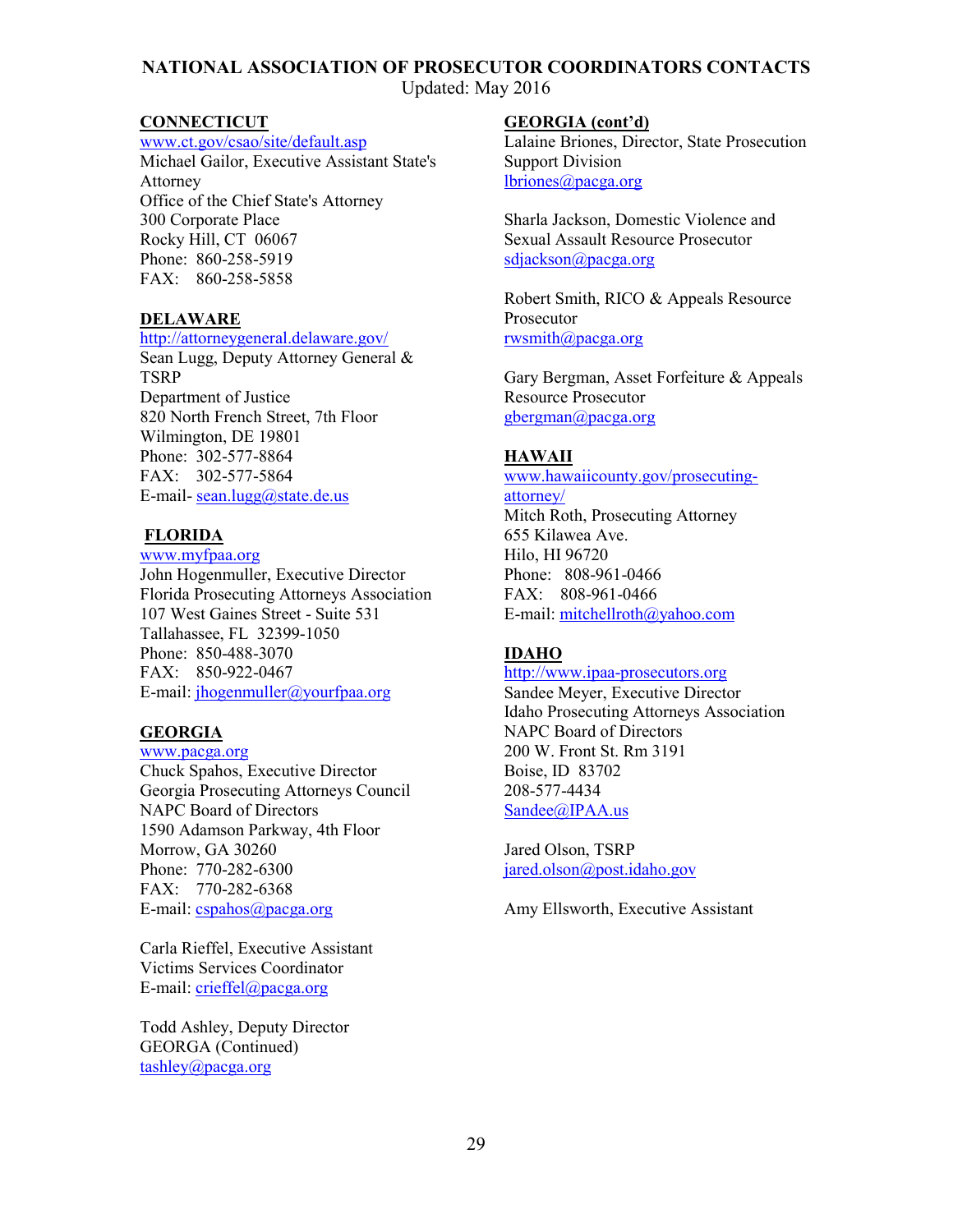# NATIONAL ASSOCIATION OF PROSECUTOR COORDINATORS CONTACTS

Updated: May 2016

## CONNECTICUT

www.ct.gov/csao/site/default.asp
Michael Gailor, Executive Assistant State's Attorney
Office of the Chief State's Attorney
300 Corporate Place
Rocky Hill, CT 06067
Phone: 860-258-5919
FAX: 860-258-5858

## DELAWARE

http://attorneygeneral.delaware.gov/
Sean Lugg, Deputy Attorney General & TSRP
Department of Justice
820 North French Street, 7th Floor
Wilmington, DE 19801
Phone: 302-577-8864
FAX: 302-577-5864
E-mail- sean.lugg@state.de.us

## FLORIDA

www.myfpaa.org
John Hogenmuller, Executive Director
Florida Prosecuting Attorneys Association
107 West Gaines Street - Suite 531
Tallahassee, FL 32399-1050
Phone: 850-488-3070
FAX: 850-922-0467
E-mail: jhogenmuller@yourfpaa.org

## GEORGIA

www.pacga.org
Chuck Spahos, Executive Director
Georgia Prosecuting Attorneys Council
NAPC Board of Directors
1590 Adamson Parkway, 4th Floor
Morrow, GA 30260
Phone: 770-282-6300
FAX: 770-282-6368
E-mail: cspahos@pacga.org

Carla Rieffel, Executive Assistant
Victims Services Coordinator
E-mail: crieffel@pacga.org

Todd Ashley, Deputy Director
GEORGA (Continued)
tashley@pacga.org

## GEORGIA (cont'd)

Lalaine Briones, Director, State Prosecution Support Division
lbriones@pacga.org

Sharla Jackson, Domestic Violence and Sexual Assault Resource Prosecutor
sdjackson@pacga.org

Robert Smith, RICO & Appeals Resource Prosecutor
rwsmith@pacga.org

Gary Bergman, Asset Forfeiture & Appeals Resource Prosecutor
gbergman@pacga.org

## HAWAII

www.hawaiicounty.gov/prosecuting-attorney/
Mitch Roth, Prosecuting Attorney
655 Kilawea Ave.
Hilo, HI 96720
Phone: 808-961-0466
FAX: 808-961-0466
E-mail: mitchellroth@yahoo.com

## IDAHO

http://www.ipaa-prosecutors.org
Sandee Meyer, Executive Director
Idaho Prosecuting Attorneys Association
NAPC Board of Directors
200 W. Front St. Rm 3191
Boise, ID 83702
208-577-4434
Sandee@IPAA.us

Jared Olson, TSRP
jared.olson@post.idaho.gov

Amy Ellsworth, Executive Assistant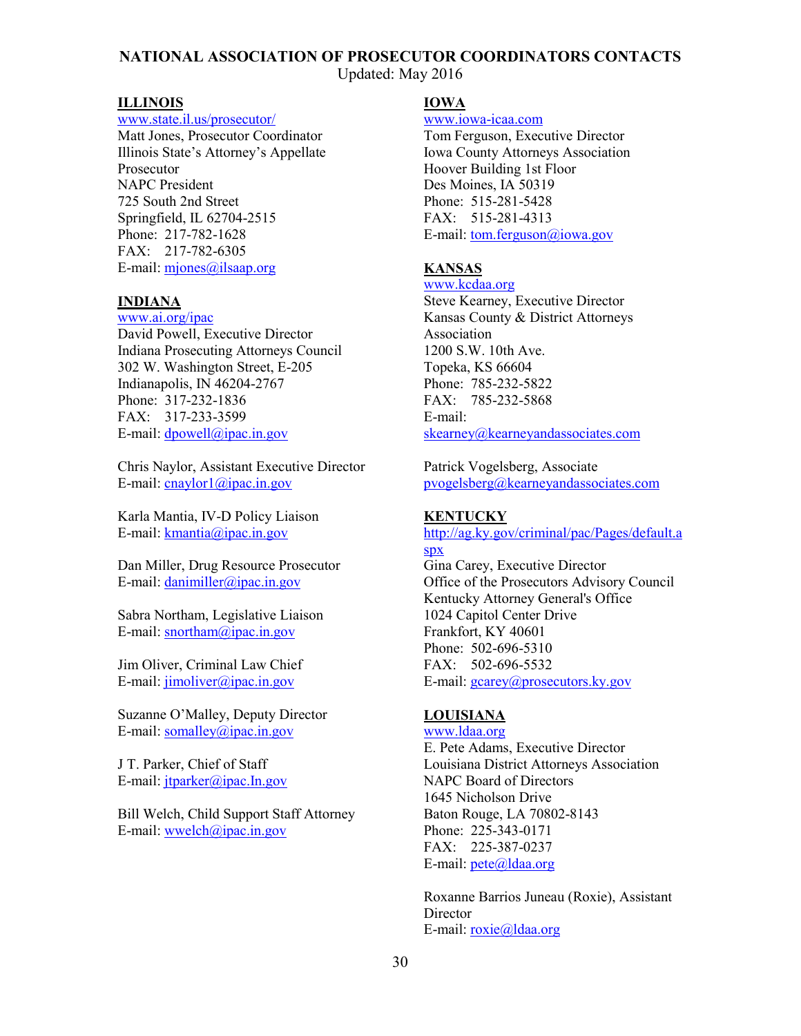# NATIONAL ASSOCIATION OF PROSECUTOR COORDINATORS CONTACTS

Updated: May 2016

## ILLINOIS

www.state.il.us/prosecutor/
Matt Jones, Prosecutor Coordinator
Illinois State's Attorney's Appellate Prosecutor
NAPC President
725 South 2nd Street
Springfield, IL 62704-2515
Phone: 217-782-1628
FAX: 217-782-6305
E-mail: mjones@ilsaap.org

## INDIANA

www.ai.org/ipac
David Powell, Executive Director
Indiana Prosecuting Attorneys Council
302 W. Washington Street, E-205
Indianapolis, IN 46204-2767
Phone: 317-232-1836
FAX: 317-233-3599
E-mail: dpowell@ipac.in.gov

Chris Naylor, Assistant Executive Director
E-mail: cnaylor1@ipac.in.gov

Karla Mantia, IV-D Policy Liaison
E-mail: kmantia@ipac.in.gov

Dan Miller, Drug Resource Prosecutor
E-mail: danimiller@ipac.in.gov

Sabra Northam, Legislative Liaison
E-mail: snortham@ipac.in.gov

Jim Oliver, Criminal Law Chief
E-mail: jimoliver@ipac.in.gov

Suzanne O'Malley, Deputy Director
E-mail: somalley@ipac.in.gov

J T. Parker, Chief of Staff
E-mail: jtparker@ipac.In.gov

Bill Welch, Child Support Staff Attorney
E-mail: wwelch@ipac.in.gov

## IOWA

www.iowa-icaa.com
Tom Ferguson, Executive Director
Iowa County Attorneys Association
Hoover Building 1st Floor
Des Moines, IA 50319
Phone: 515-281-5428
FAX: 515-281-4313
E-mail: tom.ferguson@iowa.gov

## KANSAS

www.kcdaa.org
Steve Kearney, Executive Director
Kansas County & District Attorneys Association
1200 S.W. 10th Ave.
Topeka, KS 66604
Phone: 785-232-5822
FAX: 785-232-5868
E-mail: skearney@kearneyandassociates.com

Patrick Vogelsberg, Associate
pvogelsberg@kearneyandassociates.com

## KENTUCKY

http://ag.ky.gov/criminal/pac/Pages/default.aspx
Gina Carey, Executive Director
Office of the Prosecutors Advisory Council
Kentucky Attorney General's Office
1024 Capitol Center Drive
Frankfort, KY 40601
Phone: 502-696-5310
FAX: 502-696-5532
E-mail: gcarey@prosecutors.ky.gov

## LOUISIANA

www.ldaa.org
E. Pete Adams, Executive Director
Louisiana District Attorneys Association
NAPC Board of Directors
1645 Nicholson Drive
Baton Rouge, LA 70802-8143
Phone: 225-343-0171
FAX: 225-387-0237
E-mail: pete@ldaa.org

Roxanne Barrios Juneau (Roxie), Assistant Director
E-mail: roxie@ldaa.org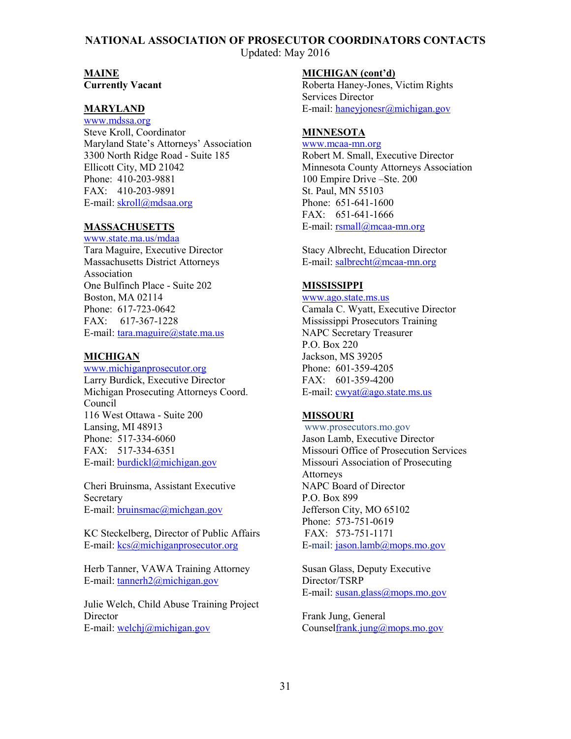# NATIONAL ASSOCIATION OF PROSECUTOR COORDINATORS CONTACTS

Updated: May 2016

## MAINE

**Currently Vacant**

## MARYLAND

www.mdssa.org
Steve Kroll, Coordinator
Maryland State's Attorneys' Association
3300 North Ridge Road - Suite 185
Ellicott City, MD 21042
Phone: 410-203-9881
FAX: 410-203-9891
E-mail: skroll@mdsaa.org

## MASSACHUSETTS

www.state.ma.us/mdaa
Tara Maguire, Executive Director
Massachusetts District Attorneys Association
One Bulfinch Place - Suite 202
Boston, MA 02114
Phone: 617-723-0642
FAX: 617-367-1228
E-mail: tara.maguire@state.ma.us

## MICHIGAN

www.michiganprosecutor.org
Larry Burdick, Executive Director
Michigan Prosecuting Attorneys Coord. Council
116 West Ottawa - Suite 200
Lansing, MI 48913
Phone: 517-334-6060
FAX: 517-334-6351
E-mail: burdickl@michigan.gov

Cheri Bruinsma, Assistant Executive Secretary
E-mail: bruinsmac@michgan.gov

KC Steckelberg, Director of Public Affairs
E-mail: kcs@michiganprosecutor.org

Herb Tanner, VAWA Training Attorney
E-mail: tannerh2@michigan.gov

Julie Welch, Child Abuse Training Project Director
E-mail: welchj@michigan.gov

## MICHIGAN (cont'd)

Roberta Haney-Jones, Victim Rights Services Director
E-mail: haneyjonesr@michigan.gov

## MINNESOTA

www.mcaa-mn.org
Robert M. Small, Executive Director
Minnesota County Attorneys Association
100 Empire Drive –Ste. 200
St. Paul, MN 55103
Phone: 651-641-1600
FAX: 651-641-1666
E-mail: rsmall@mcaa-mn.org

Stacy Albrecht, Education Director
E-mail: salbrecht@mcaa-mn.org

## MISSISSIPPI

www.ago.state.ms.us
Camala C. Wyatt, Executive Director
Mississippi Prosecutors Training
NAPC Secretary Treasurer
P.O. Box 220
Jackson, MS 39205
Phone: 601-359-4205
FAX: 601-359-4200
E-mail: cwyat@ago.state.ms.us

## MISSOURI

www.prosecutors.mo.gov
Jason Lamb, Executive Director
Missouri Office of Prosecution Services
Missouri Association of Prosecuting Attorneys
NAPC Board of Director
P.O. Box 899
Jefferson City, MO 65102
Phone: 573-751-0619
FAX: 573-751-1171
E-mail: jason.lamb@mops.mo.gov

Susan Glass, Deputy Executive Director/TSRP
E-mail: susan.glass@mops.mo.gov

Frank Jung, General Counselfrank.jung@mops.mo.gov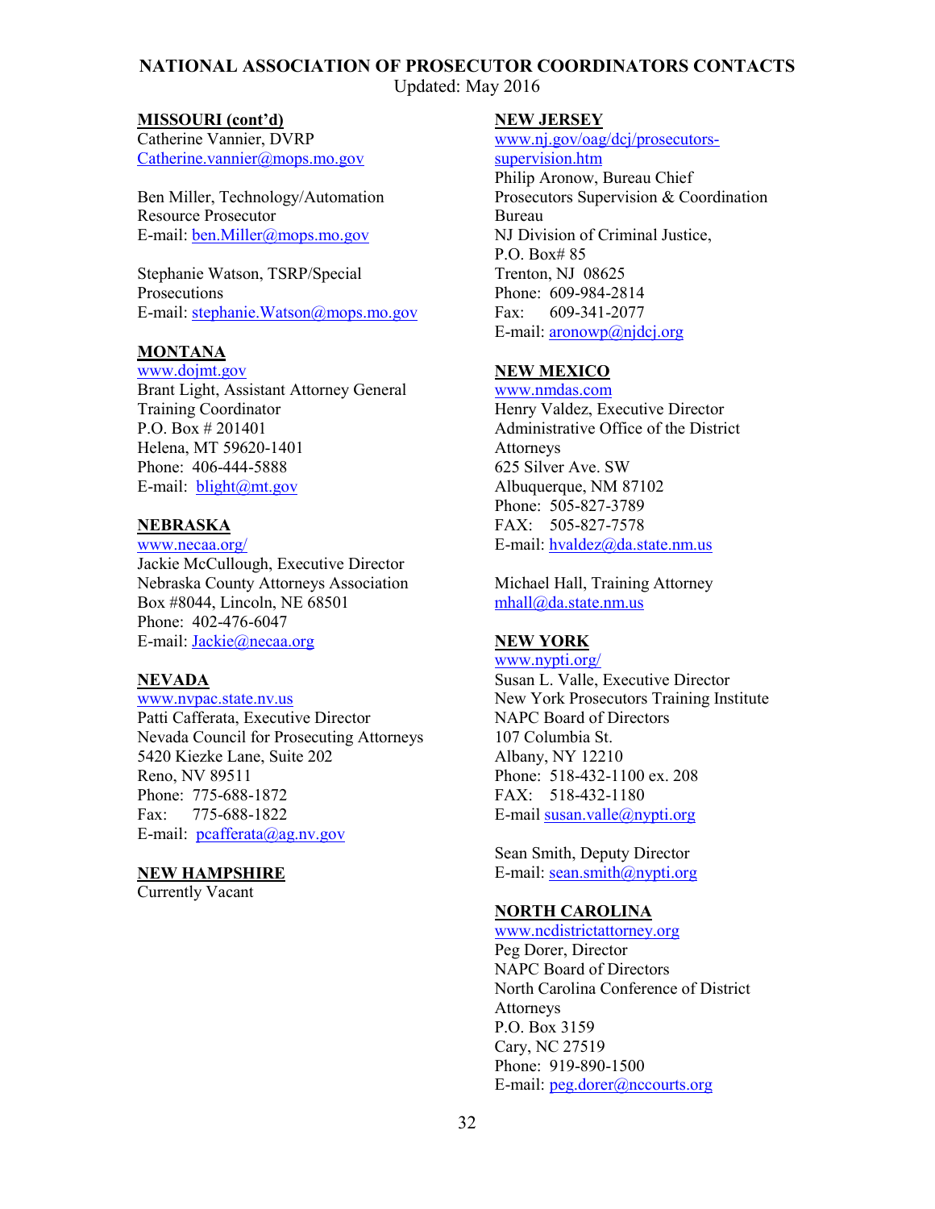# NATIONAL ASSOCIATION OF PROSECUTOR COORDINATORS CONTACTS

Updated: May 2016

**MISSOURI (cont'd)**
Catherine Vannier, DVRP
Catherine.vannier@mops.mo.gov

Ben Miller, Technology/Automation Resource Prosecutor
E-mail: ben.Miller@mops.mo.gov

Stephanie Watson, TSRP/Special Prosecutions
E-mail: stephanie.Watson@mops.mo.gov

**MONTANA**
www.dojmt.gov
Brant Light, Assistant Attorney General
Training Coordinator
P.O. Box # 201401
Helena, MT 59620-1401
Phone: 406-444-5888
E-mail: blight@mt.gov

**NEBRASKA**
www.necaa.org/
Jackie McCullough, Executive Director
Nebraska County Attorneys Association
Box #8044, Lincoln, NE 68501
Phone: 402-476-6047
E-mail: Jackie@necaa.org

**NEVADA**
www.nvpac.state.nv.us
Patti Cafferata, Executive Director
Nevada Council for Prosecuting Attorneys
5420 Kiezke Lane, Suite 202
Reno, NV 89511
Phone: 775-688-1872
Fax: 775-688-1822
E-mail: pcafferata@ag.nv.gov

**NEW HAMPSHIRE**
Currently Vacant

**NEW JERSEY**
www.nj.gov/oag/dcj/prosecutors-supervision.htm
Philip Aronow, Bureau Chief
Prosecutors Supervision & Coordination Bureau
NJ Division of Criminal Justice,
P.O. Box# 85
Trenton, NJ 08625
Phone: 609-984-2814
Fax: 609-341-2077
E-mail: aronowp@njdcj.org

**NEW MEXICO**
www.nmdas.com
Henry Valdez, Executive Director
Administrative Office of the District Attorneys
625 Silver Ave. SW
Albuquerque, NM 87102
Phone: 505-827-3789
FAX: 505-827-7578
E-mail: hvaldez@da.state.nm.us

Michael Hall, Training Attorney
mhall@da.state.nm.us

**NEW YORK**
www.nypti.org/
Susan L. Valle, Executive Director
New York Prosecutors Training Institute
NAPC Board of Directors
107 Columbia St.
Albany, NY 12210
Phone: 518-432-1100 ex. 208
FAX: 518-432-1180
E-mail susan.valle@nypti.org

Sean Smith, Deputy Director
E-mail: sean.smith@nypti.org

**NORTH CAROLINA**
www.ncdistrictattorney.org
Peg Dorer, Director
NAPC Board of Directors
North Carolina Conference of District Attorneys
P.O. Box 3159
Cary, NC 27519
Phone: 919-890-1500
E-mail: peg.dorer@nccourts.org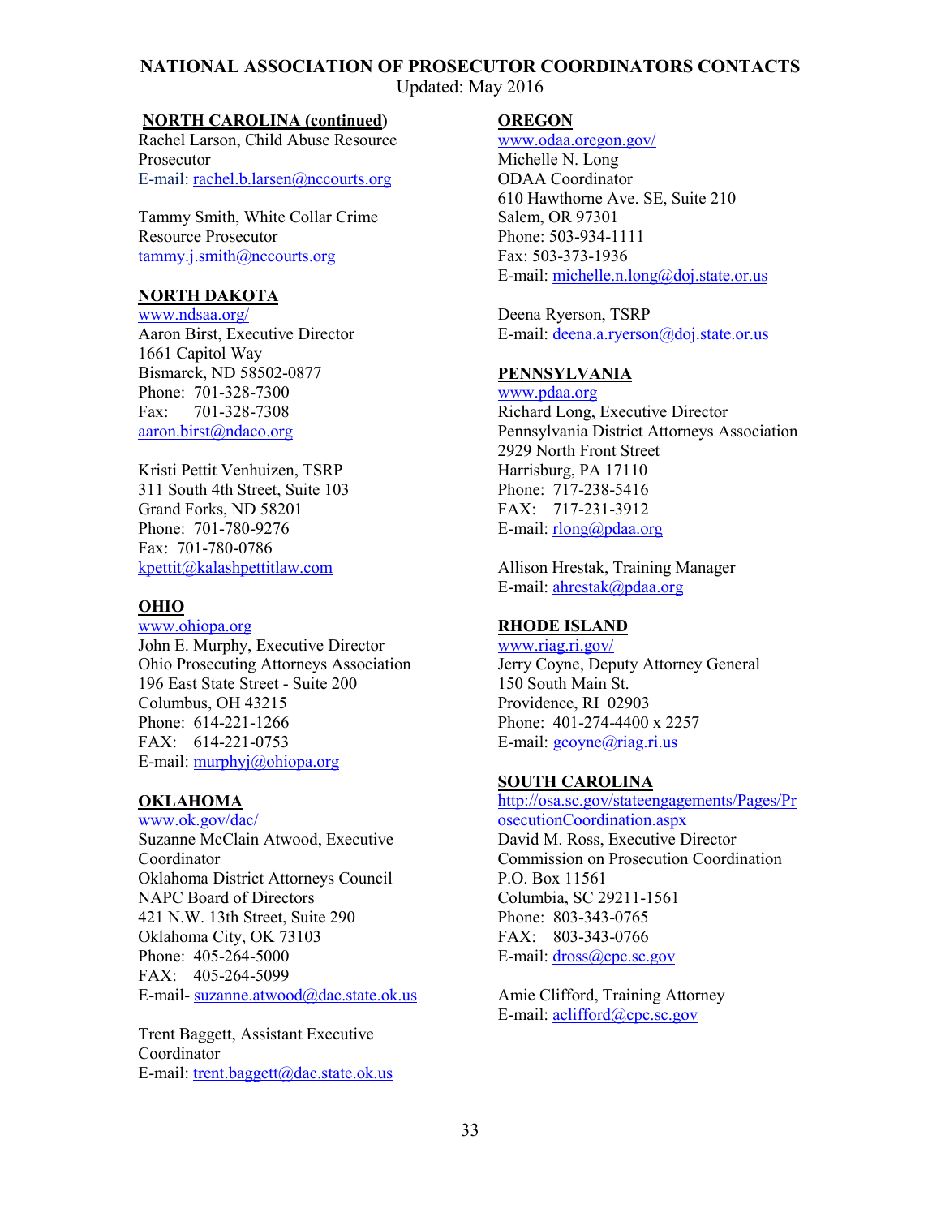# NATIONAL ASSOCIATION OF PROSECUTOR COORDINATORS CONTACTS

Updated: May 2016

**NORTH CAROLINA (continued)**

Rachel Larson, Child Abuse Resource Prosecutor
E-mail: rachel.b.larsen@nccourts.org

Tammy Smith, White Collar Crime Resource Prosecutor
tammy.j.smith@nccourts.org

**NORTH DAKOTA**

www.ndsaa.org/
Aaron Birst, Executive Director
1661 Capitol Way
Bismarck, ND 58502-0877
Phone: 701-328-7300
Fax: 701-328-7308
aaron.birst@ndaco.org

Kristi Pettit Venhuizen, TSRP
311 South 4th Street, Suite 103
Grand Forks, ND 58201
Phone: 701-780-9276
Fax: 701-780-0786
kpettit@kalashpettitlaw.com

**OHIO**

www.ohiopa.org
John E. Murphy, Executive Director
Ohio Prosecuting Attorneys Association
196 East State Street - Suite 200
Columbus, OH 43215
Phone: 614-221-1266
FAX: 614-221-0753
E-mail: murphyj@ohiopa.org

**OKLAHOMA**

www.ok.gov/dac/
Suzanne McClain Atwood, Executive Coordinator
Oklahoma District Attorneys Council
NAPC Board of Directors
421 N.W. 13th Street, Suite 290
Oklahoma City, OK 73103
Phone: 405-264-5000
FAX: 405-264-5099
E-mail- suzanne.atwood@dac.state.ok.us

Trent Baggett, Assistant Executive Coordinator
E-mail: trent.baggett@dac.state.ok.us

**OREGON**

www.odaa.oregon.gov/
Michelle N. Long
ODAA Coordinator
610 Hawthorne Ave. SE, Suite 210
Salem, OR 97301
Phone: 503-934-1111
Fax: 503-373-1936
E-mail: michelle.n.long@doj.state.or.us

Deena Ryerson, TSRP
E-mail: deena.a.ryerson@doj.state.or.us

**PENNSYLVANIA**

www.pdaa.org
Richard Long, Executive Director
Pennsylvania District Attorneys Association
2929 North Front Street
Harrisburg, PA 17110
Phone: 717-238-5416
FAX: 717-231-3912
E-mail: rlong@pdaa.org

Allison Hrestak, Training Manager
E-mail: ahrestak@pdaa.org

**RHODE ISLAND**

www.riag.ri.gov/
Jerry Coyne, Deputy Attorney General
150 South Main St.
Providence, RI 02903
Phone: 401-274-4400 x 2257
E-mail: gcoyne@riag.ri.us

**SOUTH CAROLINA**

http://osa.sc.gov/stateengagements/Pages/ProsecutionCoordination.aspx
David M. Ross, Executive Director
Commission on Prosecution Coordination
P.O. Box 11561
Columbia, SC 29211-1561
Phone: 803-343-0765
FAX: 803-343-0766
E-mail: dross@cpc.sc.gov

Amie Clifford, Training Attorney
E-mail: aclifford@cpc.sc.gov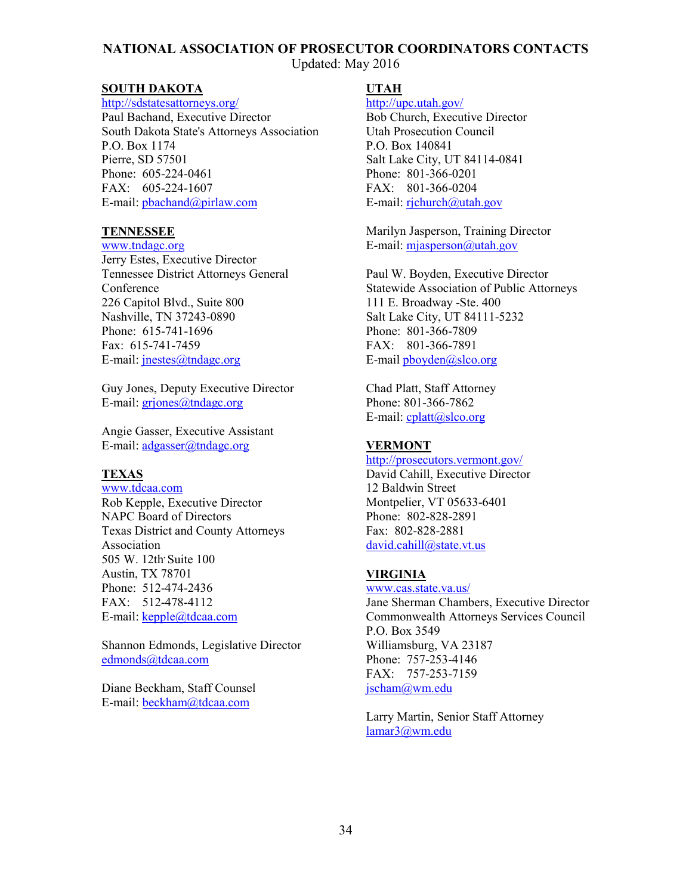**NATIONAL ASSOCIATION OF PROSECUTOR COORDINATORS CONTACTS**
Updated: May 2016

## SOUTH DAKOTA

http://sdstatesattorneys.org/
Paul Bachand, Executive Director
South Dakota State's Attorneys Association
P.O. Box 1174
Pierre, SD 57501
Phone: 605-224-0461
FAX: 605-224-1607
E-mail: pbachand@pirlaw.com

## TENNESSEE

www.tndagc.org
Jerry Estes, Executive Director
Tennessee District Attorneys General Conference
226 Capitol Blvd., Suite 800
Nashville, TN 37243-0890
Phone: 615-741-1696
Fax: 615-741-7459
E-mail: jnestes@tndagc.org

Guy Jones, Deputy Executive Director
E-mail: grjones@tndagc.org

Angie Gasser, Executive Assistant
E-mail: adgasser@tndagc.org

## TEXAS

www.tdcaa.com
Rob Kepple, Executive Director
NAPC Board of Directors
Texas District and County Attorneys Association
505 W. 12th Suite 100
Austin, TX 78701
Phone: 512-474-2436
FAX: 512-478-4112
E-mail: kepple@tdcaa.com

Shannon Edmonds, Legislative Director
edmonds@tdcaa.com

Diane Beckham, Staff Counsel
E-mail: beckham@tdcaa.com

## UTAH

http://upc.utah.gov/
Bob Church, Executive Director
Utah Prosecution Council
P.O. Box 140841
Salt Lake City, UT 84114-0841
Phone: 801-366-0201
FAX: 801-366-0204
E-mail: rjchurch@utah.gov

Marilyn Jasperson, Training Director
E-mail: mjasperson@utah.gov

Paul W. Boyden, Executive Director
Statewide Association of Public Attorneys
111 E. Broadway -Ste. 400
Salt Lake City, UT 84111-5232
Phone: 801-366-7809
FAX: 801-366-7891
E-mail pboyden@slco.org

Chad Platt, Staff Attorney
Phone: 801-366-7862
E-mail: cplatt@slco.org

## VERMONT

http://prosecutors.vermont.gov/
David Cahill, Executive Director
12 Baldwin Street
Montpelier, VT 05633-6401
Phone: 802-828-2891
Fax: 802-828-2881
david.cahill@state.vt.us

## VIRGINIA

www.cas.state.va.us/
Jane Sherman Chambers, Executive Director
Commonwealth Attorneys Services Council
P.O. Box 3549
Williamsburg, VA 23187
Phone: 757-253-4146
FAX: 757-253-7159
jscham@wm.edu

Larry Martin, Senior Staff Attorney
lamar3@wm.edu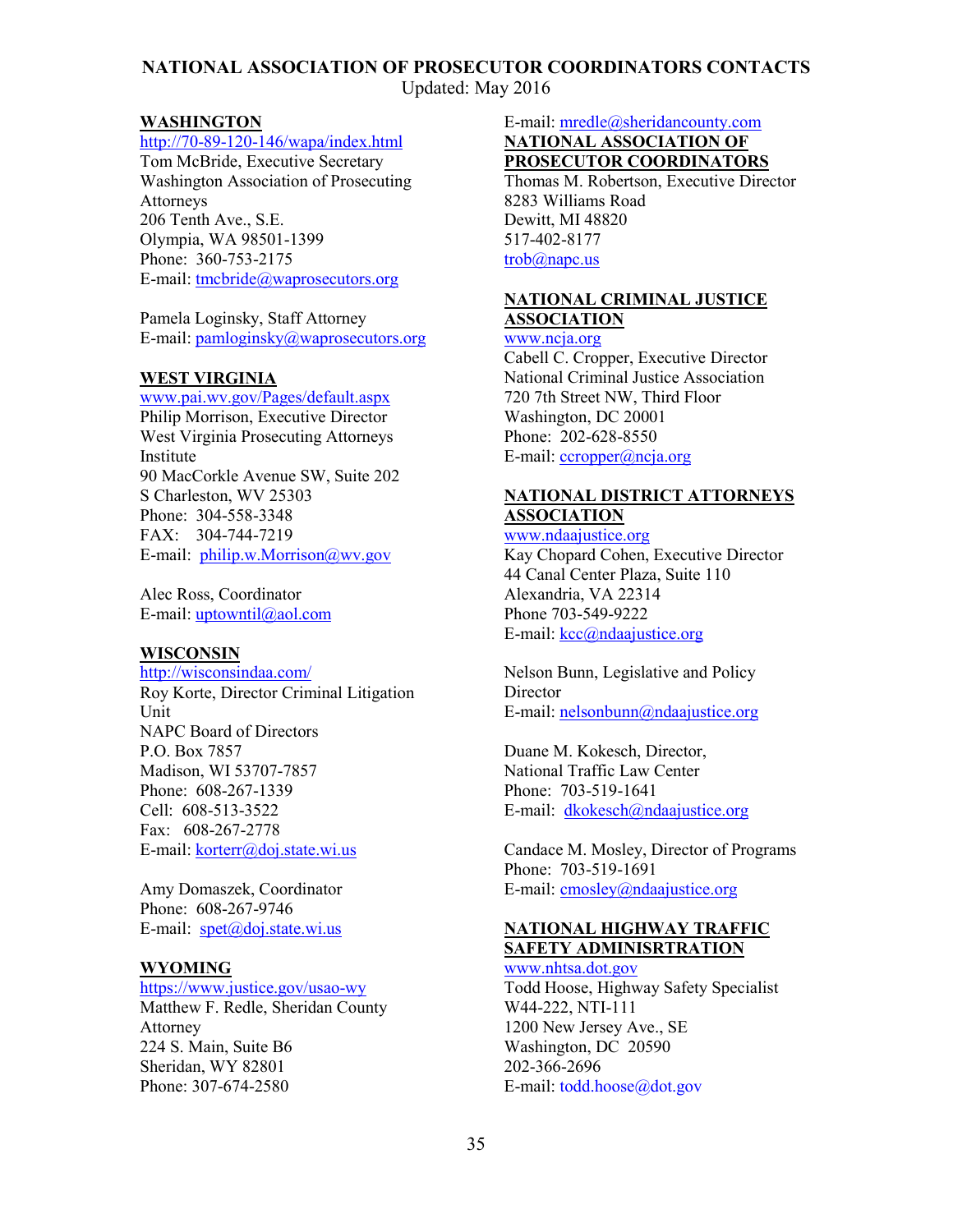# NATIONAL ASSOCIATION OF PROSECUTOR COORDINATORS CONTACTS

Updated: May 2016

## WASHINGTON

http://70-89-120-146/wapa/index.html
Tom McBride, Executive Secretary
Washington Association of Prosecuting Attorneys
206 Tenth Ave., S.E.
Olympia, WA 98501-1399
Phone: 360-753-2175
E-mail: tmcbride@waprosecutors.org

Pamela Loginsky, Staff Attorney
E-mail: pamloginsky@waprosecutors.org

## WEST VIRGINIA

www.pai.wv.gov/Pages/default.aspx
Philip Morrison, Executive Director
West Virginia Prosecuting Attorneys Institute
90 MacCorkle Avenue SW, Suite 202
S Charleston, WV 25303
Phone: 304-558-3348
FAX: 304-744-7219
E-mail: philip.w.Morrison@wv.gov

Alec Ross, Coordinator
E-mail: uptowntil@aol.com

## WISCONSIN

http://wisconsindaa.com/
Roy Korte, Director Criminal Litigation Unit
NAPC Board of Directors
P.O. Box 7857
Madison, WI 53707-7857
Phone: 608-267-1339
Cell: 608-513-3522
Fax: 608-267-2778
E-mail: korterr@doj.state.wi.us

Amy Domaszek, Coordinator
Phone: 608-267-9746
E-mail: spet@doj.state.wi.us

## WYOMING

https://www.justice.gov/usao-wy
Matthew F. Redle, Sheridan County Attorney
224 S. Main, Suite B6
Sheridan, WY 82801
Phone: 307-674-2580
E-mail: mredle@sheridancounty.com

## NATIONAL ASSOCIATION OF PROSECUTOR COORDINATORS

Thomas M. Robertson, Executive Director
8283 Williams Road
Dewitt, MI 48820
517-402-8177
trob@napc.us

## NATIONAL CRIMINAL JUSTICE ASSOCIATION

www.ncja.org
Cabell C. Cropper, Executive Director
National Criminal Justice Association
720 7th Street NW, Third Floor
Washington, DC 20001
Phone: 202-628-8550
E-mail: ccropper@ncja.org

## NATIONAL DISTRICT ATTORNEYS ASSOCIATION

www.ndaajustice.org
Kay Chopard Cohen, Executive Director
44 Canal Center Plaza, Suite 110
Alexandria, VA 22314
Phone 703-549-9222
E-mail: kcc@ndaajustice.org

Nelson Bunn, Legislative and Policy Director
E-mail: nelsonbunn@ndaajustice.org

Duane M. Kokesch, Director,
National Traffic Law Center
Phone: 703-519-1641
E-mail: dkokesch@ndaajustice.org

Candace M. Mosley, Director of Programs
Phone: 703-519-1691
E-mail: cmosley@ndaajustice.org

## NATIONAL HIGHWAY TRAFFIC SAFETY ADMINISRTRATION

www.nhtsa.dot.gov
Todd Hoose, Highway Safety Specialist
W44-222, NTI-111
1200 New Jersey Ave., SE
Washington, DC 20590
202-366-2696
E-mail: todd.hoose@dot.gov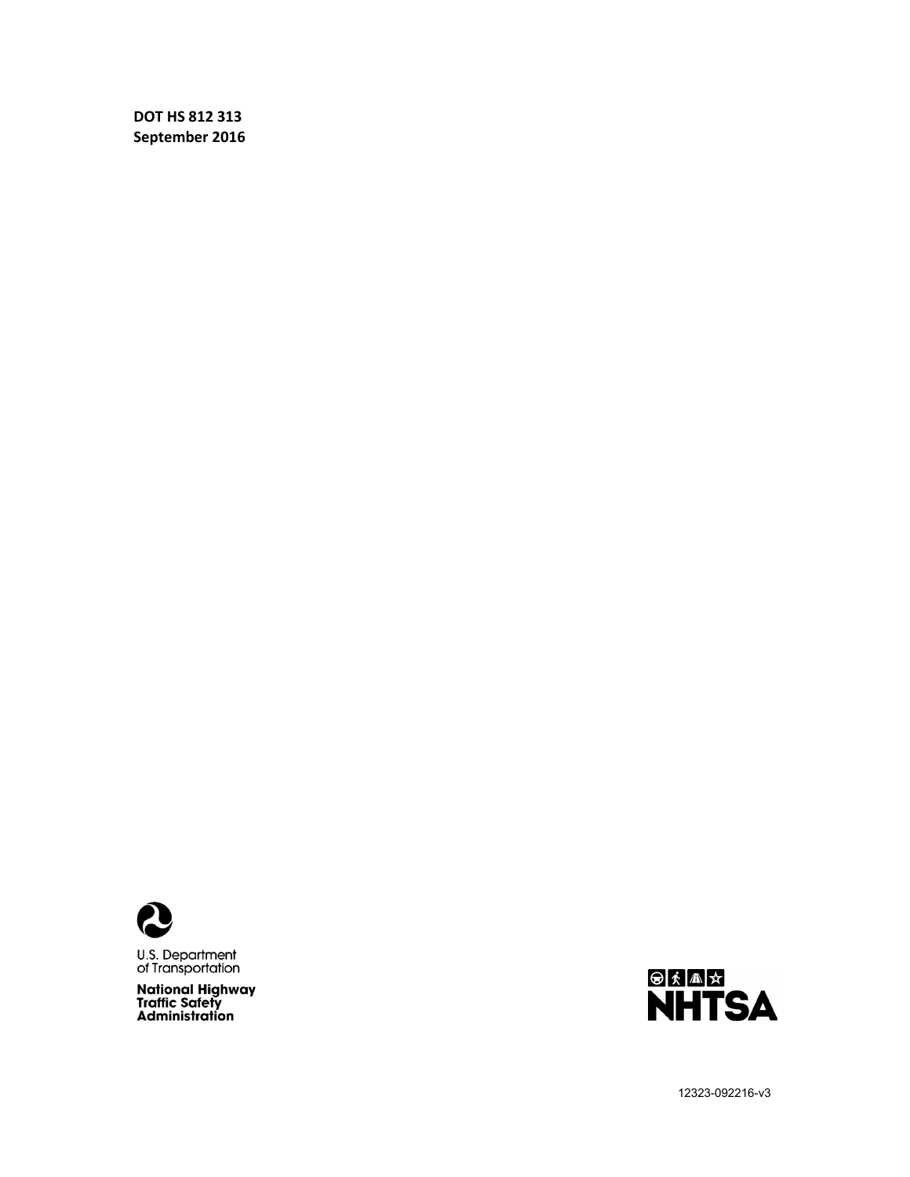**DOT HS 812 313**
**September 2016**

U.S. Department of Transportation

National Highway Traffic Safety Administration

NHTSA

12323-092216-v3